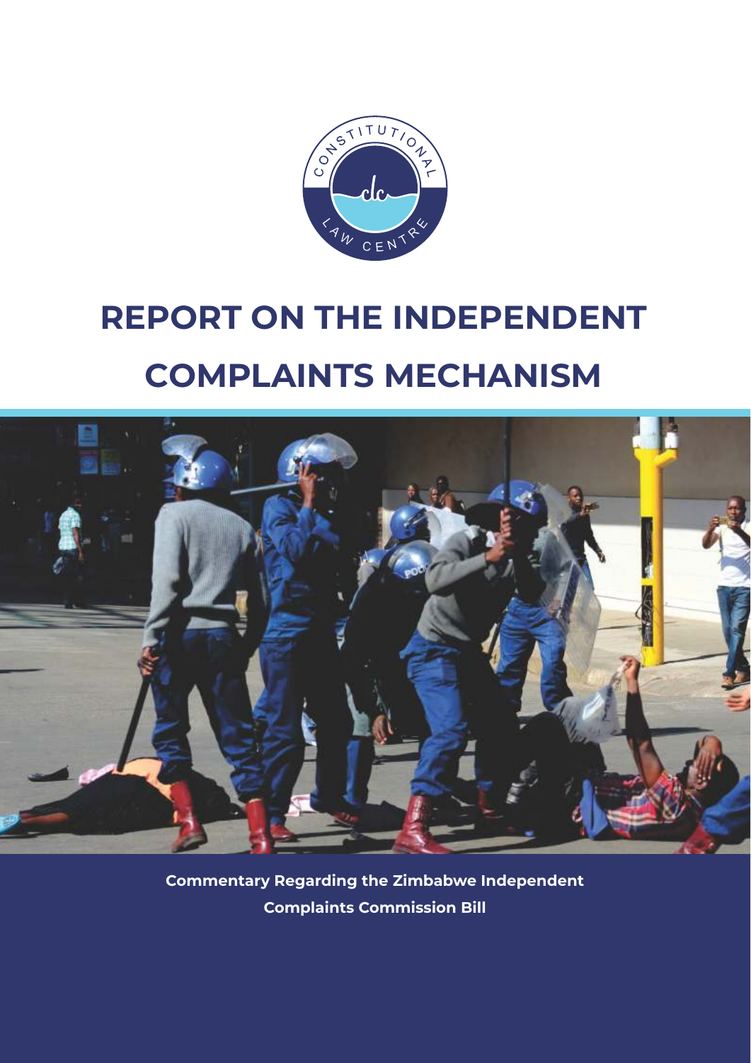# REPORT ON THE INDEPENDENT COMPLAINTS MECHANISM

**Commentary Regarding the Zimbabwe Independent Complaints Commission Bill**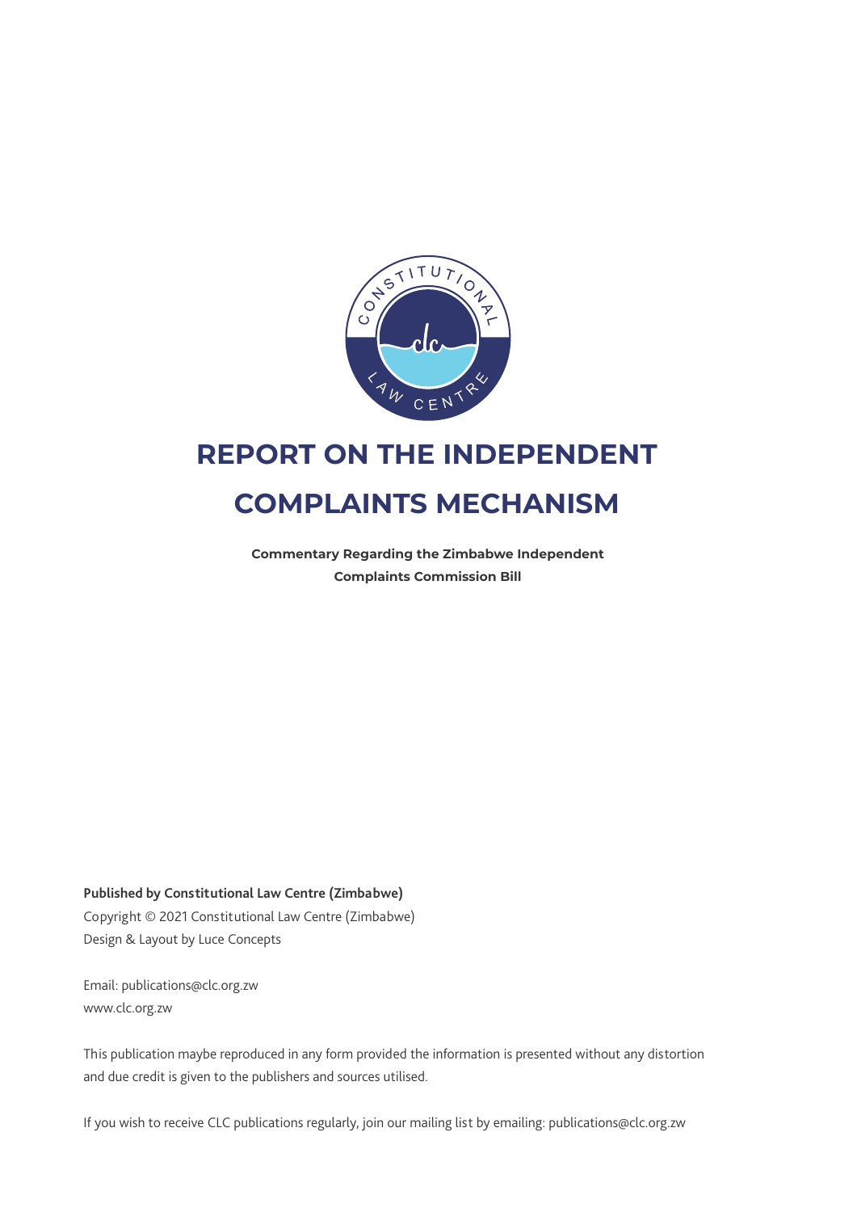# REPORT ON THE INDEPENDENT COMPLAINTS MECHANISM

**Commentary Regarding the Zimbabwe Independent Complaints Commission Bill**

**Published by Constitutional Law Centre (Zimbabwe)**
Copyright © 2021 Constitutional Law Centre (Zimbabwe)
Design & Layout by Luce Concepts

Email: publications@clc.org.zw
www.clc.org.zw

This publication maybe reproduced in any form provided the information is presented without any distortion and due credit is given to the publishers and sources utilised.

If you wish to receive CLC publications regularly, join our mailing list by emailing: publications@clc.org.zw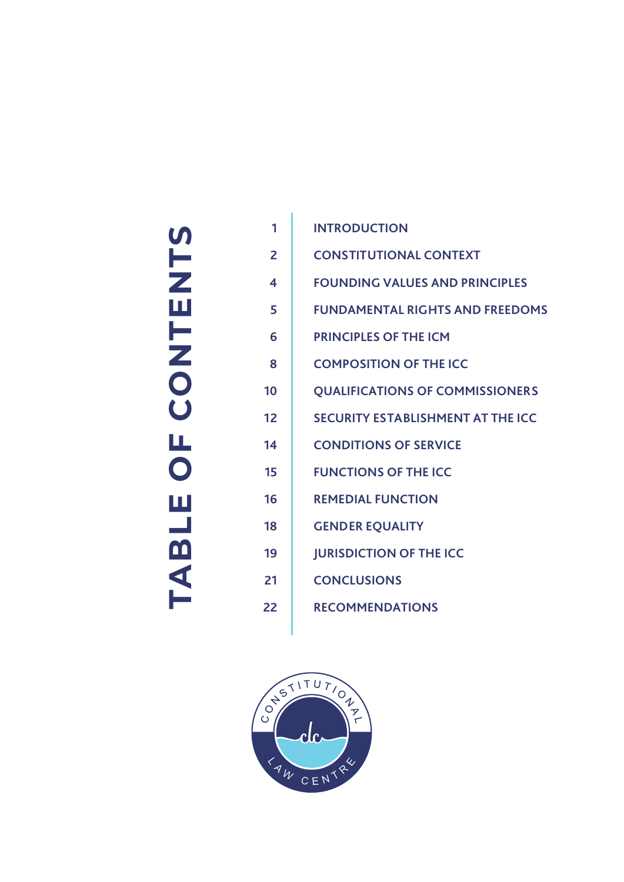# TABLE OF CONTENTS

| | |
|---|---|
| 1 | INTRODUCTION |
| 2 | CONSTITUTIONAL CONTEXT |
| 4 | FOUNDING VALUES AND PRINCIPLES |
| 5 | FUNDAMENTAL RIGHTS AND FREEDOMS |
| 6 | PRINCIPLES OF THE ICM |
| 8 | COMPOSITION OF THE ICC |
| 10 | QUALIFICATIONS OF COMMISSIONERS |
| 12 | SECURITY ESTABLISHMENT AT THE ICC |
| 14 | CONDITIONS OF SERVICE |
| 15 | FUNCTIONS OF THE ICC |
| 16 | REMEDIAL FUNCTION |
| 18 | GENDER EQUALITY |
| 19 | JURISDICTION OF THE ICC |
| 21 | CONCLUSIONS |
| 22 | RECOMMENDATIONS |

CONSTITUTIONAL LAW CENTRE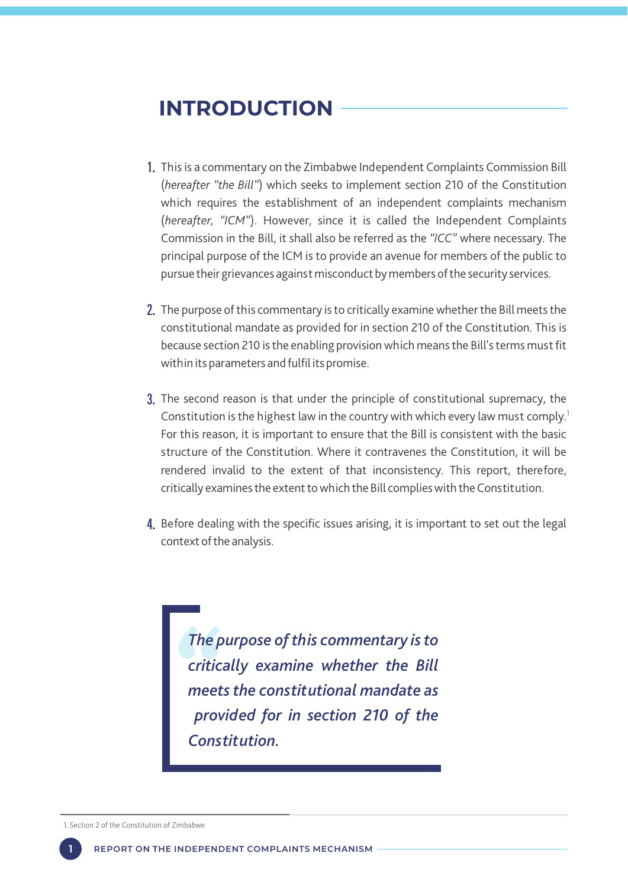# INTRODUCTION

1. This is a commentary on the Zimbabwe Independent Complaints Commission Bill (*hereafter "the Bill"*) which seeks to implement section 210 of the Constitution which requires the establishment of an independent complaints mechanism (*hereafter, "ICM"*). However, since it is called the Independent Complaints Commission in the Bill, it shall also be referred as the *"ICC"* where necessary. The principal purpose of the ICM is to provide an avenue for members of the public to pursue their grievances against misconduct by members of the security services.

2. The purpose of this commentary is to critically examine whether the Bill meets the constitutional mandate as provided for in section 210 of the Constitution. This is because section 210 is the enabling provision which means the Bill's terms must fit within its parameters and fulfil its promise.

3. The second reason is that under the principle of constitutional supremacy, the Constitution is the highest law in the country with which every law must comply.[1] For this reason, it is important to ensure that the Bill is consistent with the basic structure of the Constitution. Where it contravenes the Constitution, it will be rendered invalid to the extent of that inconsistency. This report, therefore, critically examines the extent to which the Bill complies with the Constitution.

4. Before dealing with the specific issues arising, it is important to set out the legal context of the analysis.

> *The purpose of this commentary is to critically examine whether the Bill meets the constitutional mandate as provided for in section 210 of the Constitution.*

1. Section 2 of the Constitution of Zimbabwe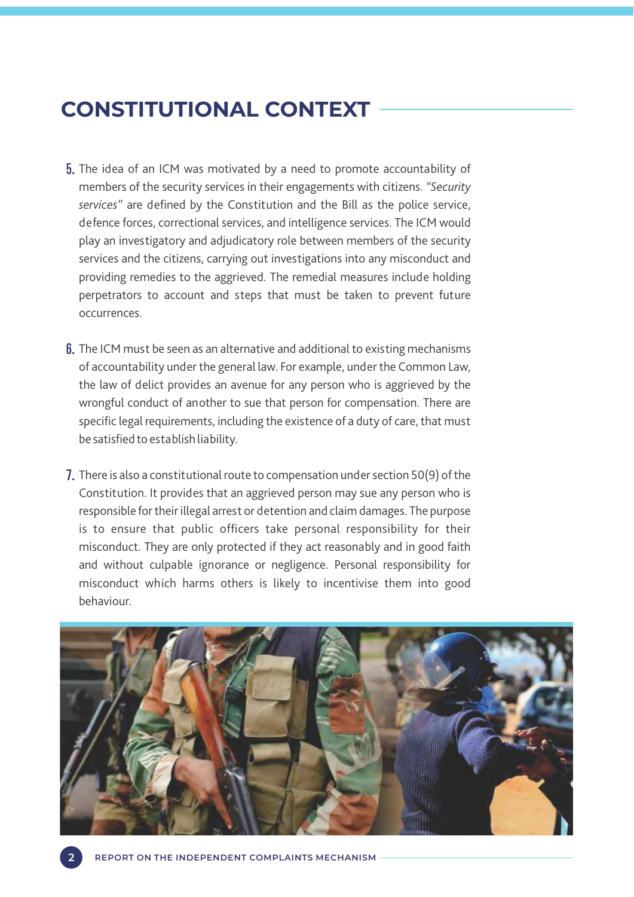## CONSTITUTIONAL CONTEXT

5. The idea of an ICM was motivated by a need to promote accountability of members of the security services in their engagements with citizens. "*Security services*" are defined by the Constitution and the Bill as the police service, defence forces, correctional services, and intelligence services. The ICM would play an investigatory and adjudicatory role between members of the security services and the citizens, carrying out investigations into any misconduct and providing remedies to the aggrieved. The remedial measures include holding perpetrators to account and steps that must be taken to prevent future occurrences.

6. The ICM must be seen as an alternative and additional to existing mechanisms of accountability under the general law. For example, under the Common Law, the law of delict provides an avenue for any person who is aggrieved by the wrongful conduct of another to sue that person for compensation. There are specific legal requirements, including the existence of a duty of care, that must be satisfied to establish liability.

7. There is also a constitutional route to compensation under section 50(9) of the Constitution. It provides that an aggrieved person may sue any person who is responsible for their illegal arrest or detention and claim damages. The purpose is to ensure that public officers take personal responsibility for their misconduct. They are only protected if they act reasonably and in good faith and without culpable ignorance or negligence. Personal responsibility for misconduct which harms others is likely to incentivise them into good behaviour.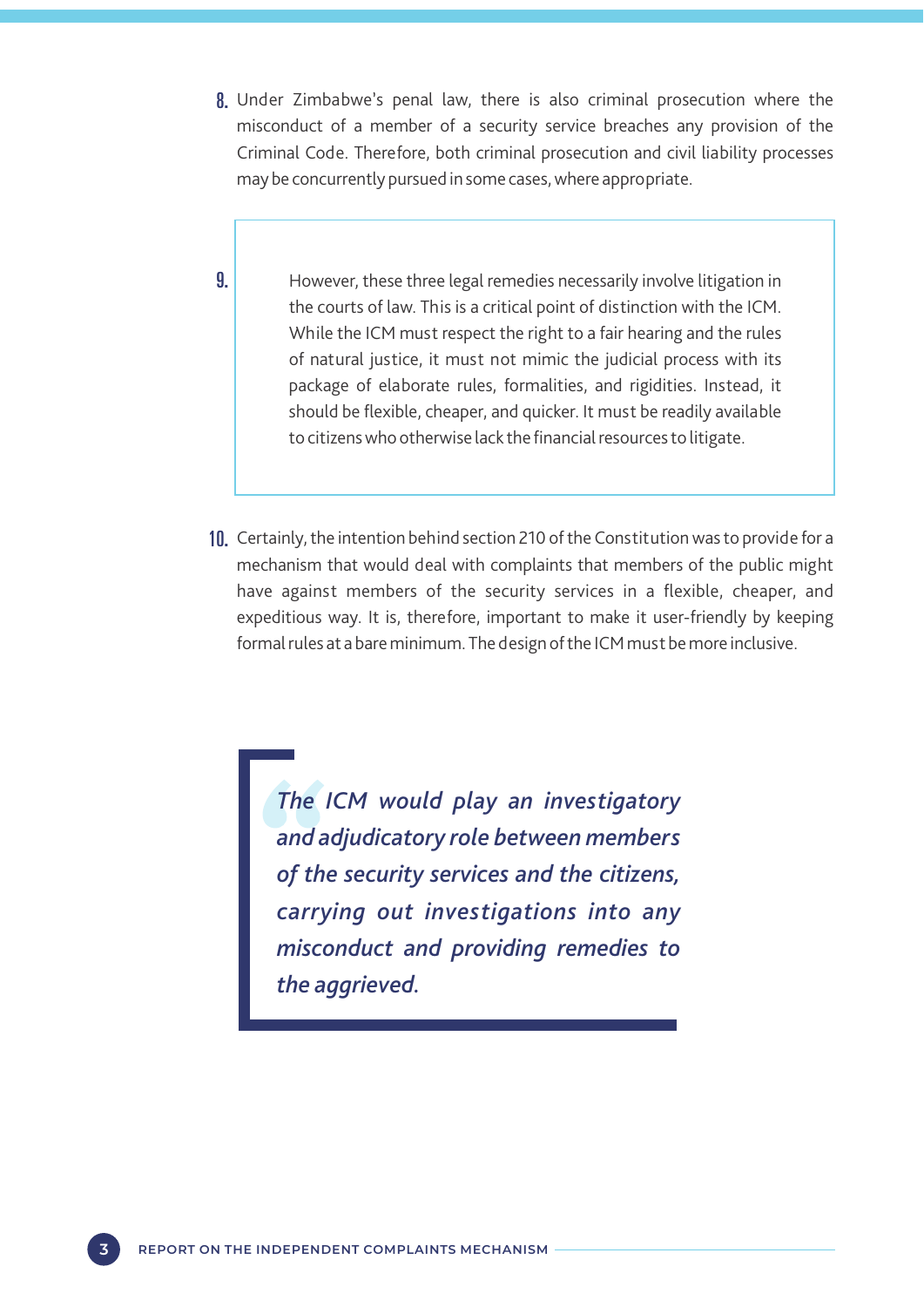8. Under Zimbabwe's penal law, there is also criminal prosecution where the misconduct of a member of a security service breaches any provision of the Criminal Code. Therefore, both criminal prosecution and civil liability processes may be concurrently pursued in some cases, where appropriate.

9. However, these three legal remedies necessarily involve litigation in the courts of law. This is a critical point of distinction with the ICM. While the ICM must respect the right to a fair hearing and the rules of natural justice, it must not mimic the judicial process with its package of elaborate rules, formalities, and rigidities. Instead, it should be flexible, cheaper, and quicker. It must be readily available to citizens who otherwise lack the financial resources to litigate.

10. Certainly, the intention behind section 210 of the Constitution was to provide for a mechanism that would deal with complaints that members of the public might have against members of the security services in a flexible, cheaper, and expeditious way. It is, therefore, important to make it user-friendly by keeping formal rules at a bare minimum. The design of the ICM must be more inclusive.

> *The ICM would play an investigatory and adjudicatory role between members of the security services and the citizens, carrying out investigations into any misconduct and providing remedies to the aggrieved.*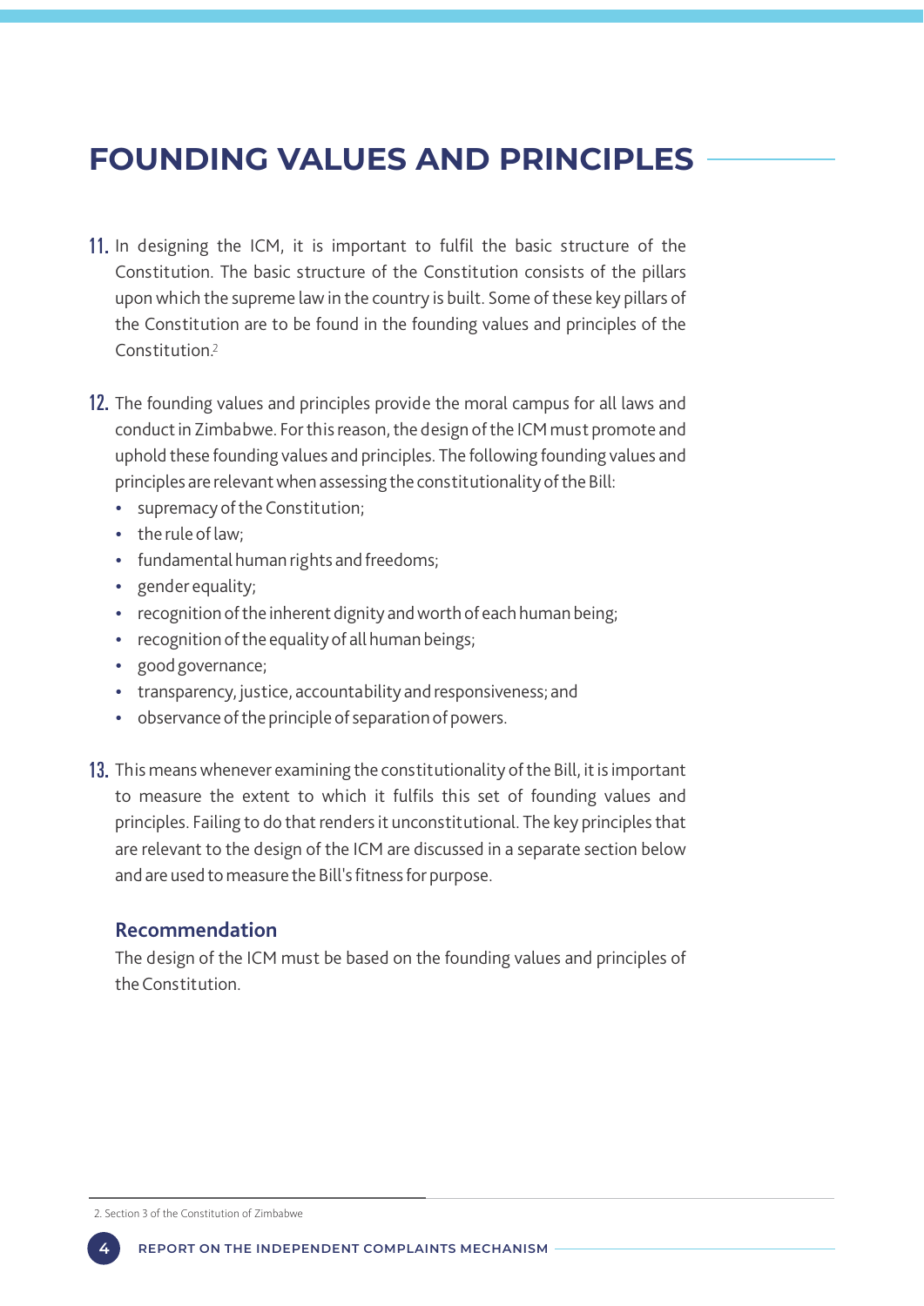# FOUNDING VALUES AND PRINCIPLES

11. In designing the ICM, it is important to fulfil the basic structure of the Constitution. The basic structure of the Constitution consists of the pillars upon which the supreme law in the country is built. Some of these key pillars of the Constitution are to be found in the founding values and principles of the Constitution.[2]

12. The founding values and principles provide the moral campus for all laws and conduct in Zimbabwe. For this reason, the design of the ICM must promote and uphold these founding values and principles. The following founding values and principles are relevant when assessing the constitutionality of the Bill:
    - supremacy of the Constitution;
    - the rule of law;
    - fundamental human rights and freedoms;
    - gender equality;
    - recognition of the inherent dignity and worth of each human being;
    - recognition of the equality of all human beings;
    - good governance;
    - transparency, justice, accountability and responsiveness; and
    - observance of the principle of separation of powers.

13. This means whenever examining the constitutionality of the Bill, it is important to measure the extent to which it fulfils this set of founding values and principles. Failing to do that renders it unconstitutional. The key principles that are relevant to the design of the ICM are discussed in a separate section below and are used to measure the Bill's fitness for purpose.

### Recommendation

The design of the ICM must be based on the founding values and principles of the Constitution.

2. Section 3 of the Constitution of Zimbabwe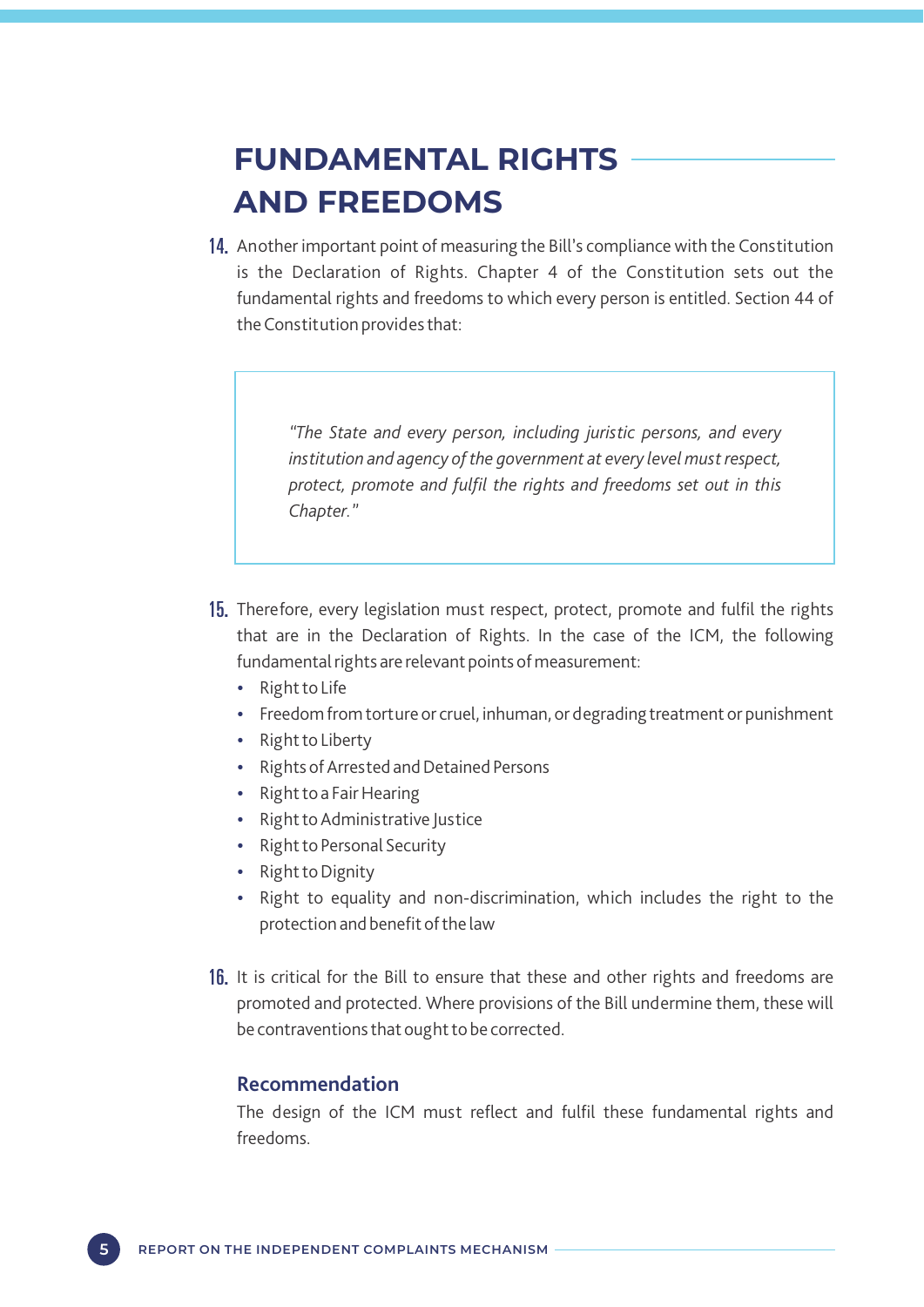# FUNDAMENTAL RIGHTS AND FREEDOMS

14. Another important point of measuring the Bill's compliance with the Constitution is the Declaration of Rights. Chapter 4 of the Constitution sets out the fundamental rights and freedoms to which every person is entitled. Section 44 of the Constitution provides that:

> *"The State and every person, including juristic persons, and every institution and agency of the government at every level must respect, protect, promote and fulfil the rights and freedoms set out in this Chapter."*

15. Therefore, every legislation must respect, protect, promote and fulfil the rights that are in the Declaration of Rights. In the case of the ICM, the following fundamental rights are relevant points of measurement:
    - Right to Life
    - Freedom from torture or cruel, inhuman, or degrading treatment or punishment
    - Right to Liberty
    - Rights of Arrested and Detained Persons
    - Right to a Fair Hearing
    - Right to Administrative Justice
    - Right to Personal Security
    - Right to Dignity
    - Right to equality and non-discrimination, which includes the right to the protection and benefit of the law

16. It is critical for the Bill to ensure that these and other rights and freedoms are promoted and protected. Where provisions of the Bill undermine them, these will be contraventions that ought to be corrected.

### Recommendation

The design of the ICM must reflect and fulfil these fundamental rights and freedoms.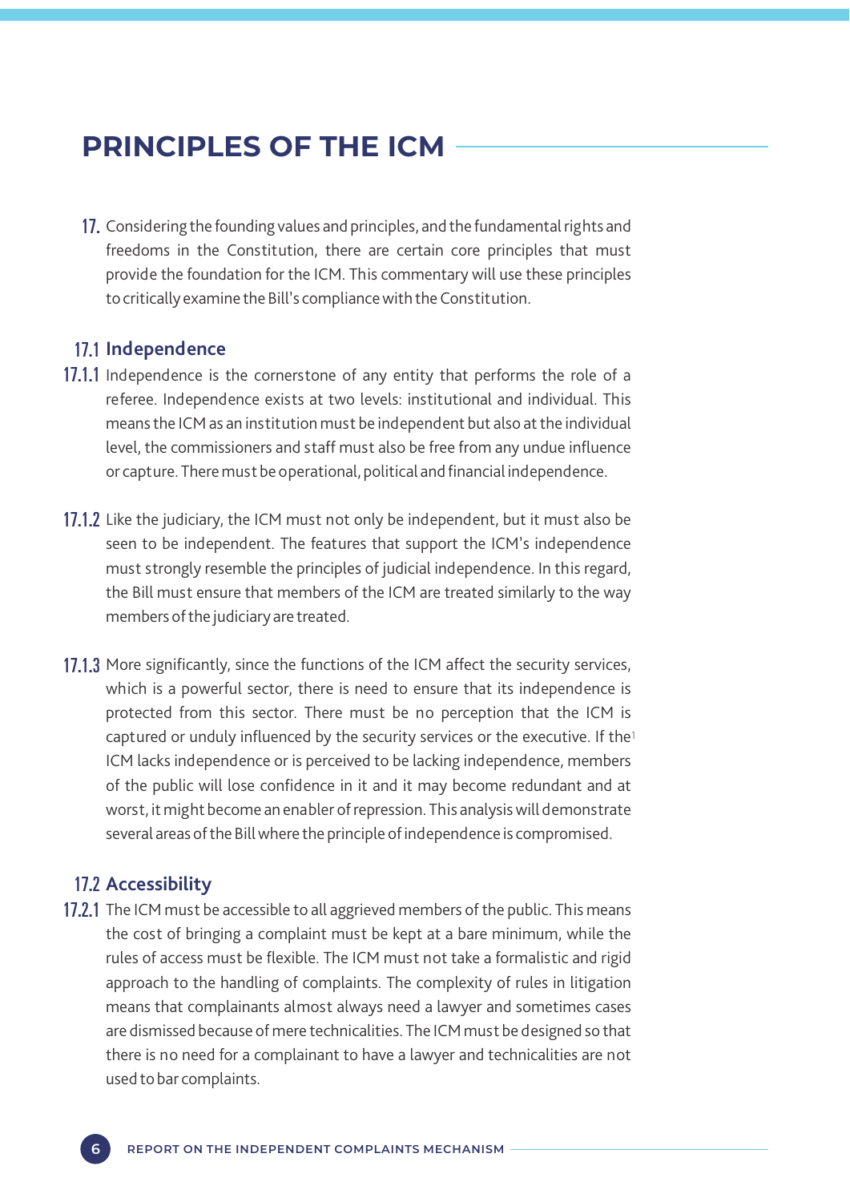## PRINCIPLES OF THE ICM

17. Considering the founding values and principles, and the fundamental rights and freedoms in the Constitution, there are certain core principles that must provide the foundation for the ICM. This commentary will use these principles to critically examine the Bill's compliance with the Constitution.

### 17.1 Independence

17.1.1 Independence is the cornerstone of any entity that performs the role of a referee. Independence exists at two levels: institutional and individual. This means the ICM as an institution must be independent but also at the individual level, the commissioners and staff must also be free from any undue influence or capture. There must be operational, political and financial independence.

17.1.2 Like the judiciary, the ICM must not only be independent, but it must also be seen to be independent. The features that support the ICM's independence must strongly resemble the principles of judicial independence. In this regard, the Bill must ensure that members of the ICM are treated similarly to the way members of the judiciary are treated.

17.1.3 More significantly, since the functions of the ICM affect the security services, which is a powerful sector, there is need to ensure that its independence is protected from this sector. There must be no perception that the ICM is captured or unduly influenced by the security services or the executive. If the[1] ICM lacks independence or is perceived to be lacking independence, members of the public will lose confidence in it and it may become redundant and at worst, it might become an enabler of repression. This analysis will demonstrate several areas of the Bill where the principle of independence is compromised.

### 17.2 Accessibility

17.2.1 The ICM must be accessible to all aggrieved members of the public. This means the cost of bringing a complaint must be kept at a bare minimum, while the rules of access must be flexible. The ICM must not take a formalistic and rigid approach to the handling of complaints. The complexity of rules in litigation means that complainants almost always need a lawyer and sometimes cases are dismissed because of mere technicalities. The ICM must be designed so that there is no need for a complainant to have a lawyer and technicalities are not used to bar complaints.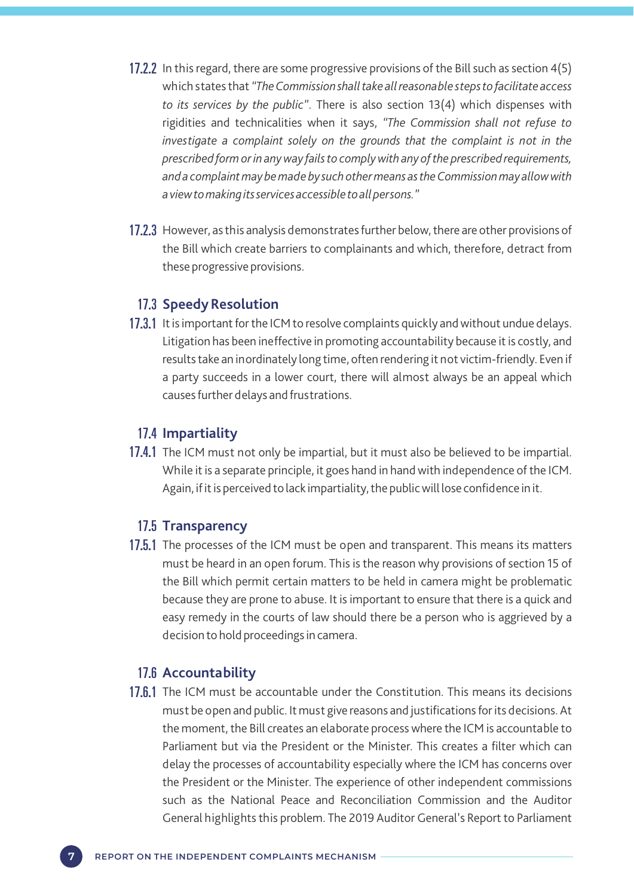17.2.2 In this regard, there are some progressive provisions of the Bill such as section 4(5) which states that "*The Commission shall take all reasonable steps to facilitate access to its services by the public*". There is also section 13(4) which dispenses with rigidities and technicalities when it says, "*The Commission shall not refuse to investigate a complaint solely on the grounds that the complaint is not in the prescribed form or in any way fails to comply with any of the prescribed requirements, and a complaint may be made by such other means as the Commission may allow with a view to making its services accessible to all persons.*"

17.2.3 However, as this analysis demonstrates further below, there are other provisions of the Bill which create barriers to complainants and which, therefore, detract from these progressive provisions.

## 17.3 Speedy Resolution

17.3.1 It is important for the ICM to resolve complaints quickly and without undue delays. Litigation has been ineffective in promoting accountability because it is costly, and results take an inordinately long time, often rendering it not victim-friendly. Even if a party succeeds in a lower court, there will almost always be an appeal which causes further delays and frustrations.

## 17.4 Impartiality

17.4.1 The ICM must not only be impartial, but it must also be believed to be impartial. While it is a separate principle, it goes hand in hand with independence of the ICM. Again, if it is perceived to lack impartiality, the public will lose confidence in it.

## 17.5 Transparency

17.5.1 The processes of the ICM must be open and transparent. This means its matters must be heard in an open forum. This is the reason why provisions of section 15 of the Bill which permit certain matters to be held in camera might be problematic because they are prone to abuse. It is important to ensure that there is a quick and easy remedy in the courts of law should there be a person who is aggrieved by a decision to hold proceedings in camera.

## 17.6 Accountability

17.6.1 The ICM must be accountable under the Constitution. This means its decisions must be open and public. It must give reasons and justifications for its decisions. At the moment, the Bill creates an elaborate process where the ICM is accountable to Parliament but via the President or the Minister. This creates a filter which can delay the processes of accountability especially where the ICM has concerns over the President or the Minister. The experience of other independent commissions such as the National Peace and Reconciliation Commission and the Auditor General highlights this problem. The 2019 Auditor General's Report to Parliament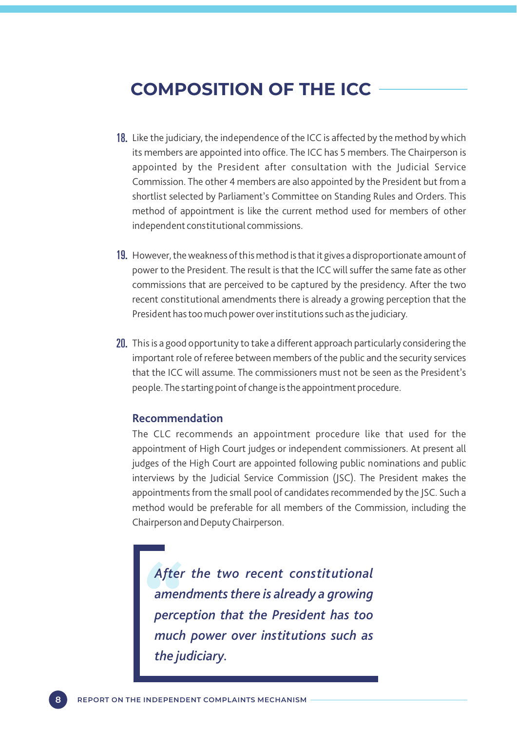## COMPOSITION OF THE ICC

18. Like the judiciary, the independence of the ICC is affected by the method by which its members are appointed into office. The ICC has 5 members. The Chairperson is appointed by the President after consultation with the Judicial Service Commission. The other 4 members are also appointed by the President but from a shortlist selected by Parliament's Committee on Standing Rules and Orders. This method of appointment is like the current method used for members of other independent constitutional commissions.

19. However, the weakness of this method is that it gives a disproportionate amount of power to the President. The result is that the ICC will suffer the same fate as other commissions that are perceived to be captured by the presidency. After the two recent constitutional amendments there is already a growing perception that the President has too much power over institutions such as the judiciary.

20. This is a good opportunity to take a different approach particularly considering the important role of referee between members of the public and the security services that the ICC will assume. The commissioners must not be seen as the President's people. The starting point of change is the appointment procedure.

### Recommendation

The CLC recommends an appointment procedure like that used for the appointment of High Court judges or independent commissioners. At present all judges of the High Court are appointed following public nominations and public interviews by the Judicial Service Commission (JSC). The President makes the appointments from the small pool of candidates recommended by the JSC. Such a method would be preferable for all members of the Commission, including the Chairperson and Deputy Chairperson.

> *After the two recent constitutional amendments there is already a growing perception that the President has too much power over institutions such as the judiciary.*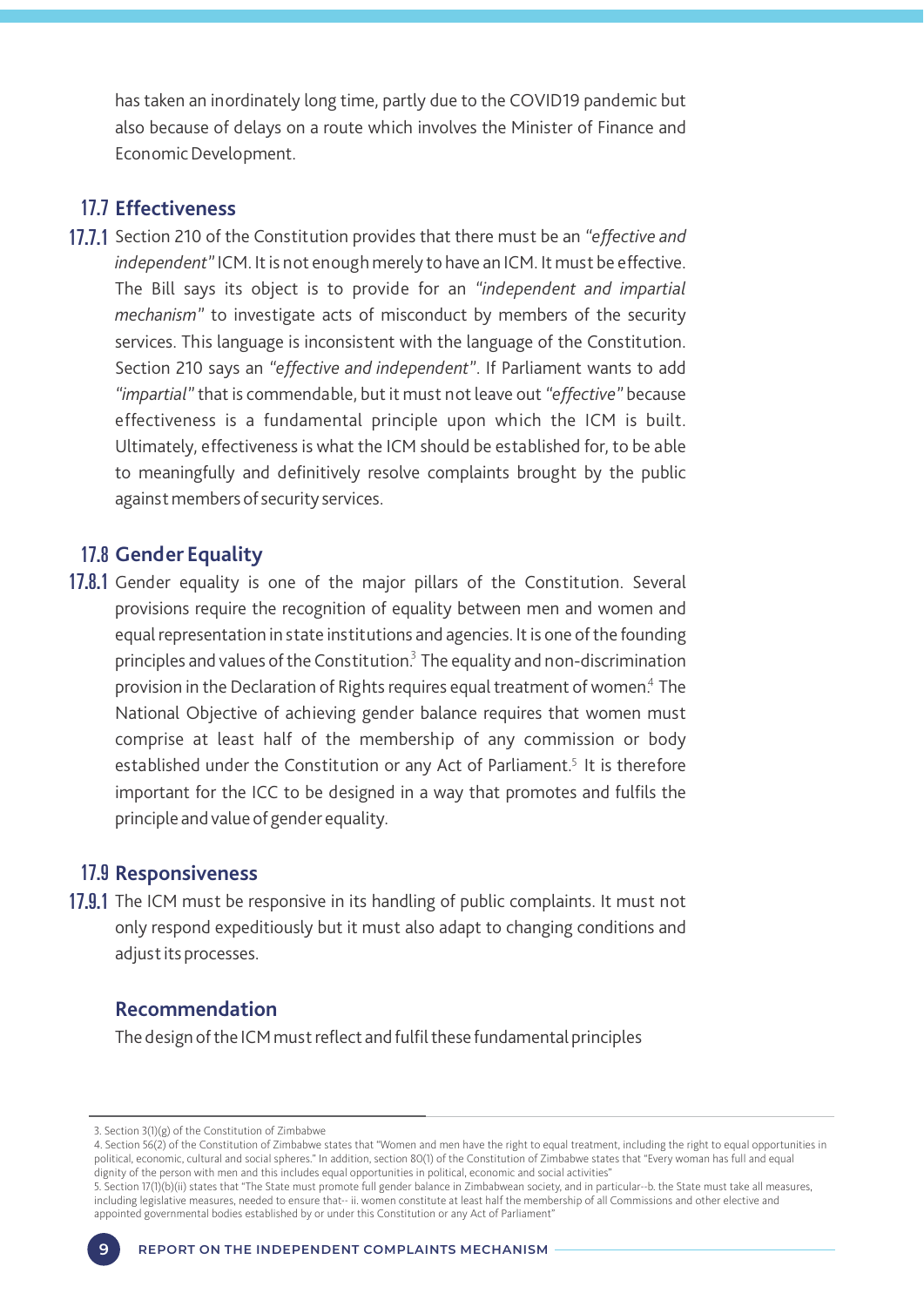has taken an inordinately long time, partly due to the COVID19 pandemic but also because of delays on a route which involves the Minister of Finance and Economic Development.

### 17.7 Effectiveness

**17.7.1** Section 210 of the Constitution provides that there must be an *"effective and independent"* ICM. It is not enough merely to have an ICM. It must be effective. The Bill says its object is to provide for an *"independent and impartial mechanism"* to investigate acts of misconduct by members of the security services. This language is inconsistent with the language of the Constitution. Section 210 says an *"effective and independent"*. If Parliament wants to add *"impartial"* that is commendable, but it must not leave out *"effective"* because effectiveness is a fundamental principle upon which the ICM is built. Ultimately, effectiveness is what the ICM should be established for, to be able to meaningfully and definitively resolve complaints brought by the public against members of security services.

### 17.8 Gender Equality

**17.8.1** Gender equality is one of the major pillars of the Constitution. Several provisions require the recognition of equality between men and women and equal representation in state institutions and agencies. It is one of the founding principles and values of the Constitution.[3] The equality and non-discrimination provision in the Declaration of Rights requires equal treatment of women.[4] The National Objective of achieving gender balance requires that women must comprise at least half of the membership of any commission or body established under the Constitution or any Act of Parliament.[5] It is therefore important for the ICC to be designed in a way that promotes and fulfils the principle and value of gender equality.

### 17.9 Responsiveness

**17.9.1** The ICM must be responsive in its handling of public complaints. It must not only respond expeditiously but it must also adapt to changing conditions and adjust its processes.

#### Recommendation

The design of the ICM must reflect and fulfil these fundamental principles

---

3. Section 3(1)(g) of the Constitution of Zimbabwe

4. Section 56(2) of the Constitution of Zimbabwe states that "Women and men have the right to equal treatment, including the right to equal opportunities in political, economic, cultural and social spheres." In addition, section 80(1) of the Constitution of Zimbabwe states that "Every woman has full and equal dignity of the person with men and this includes equal opportunities in political, economic and social activities"

5. Section 17(1)(b)(ii) states that "The State must promote full gender balance in Zimbabwean society, and in particular--b. the State must take all measures, including legislative measures, needed to ensure that-- ii. women constitute at least half the membership of all Commissions and other elective and appointed governmental bodies established by or under this Constitution or any Act of Parliament"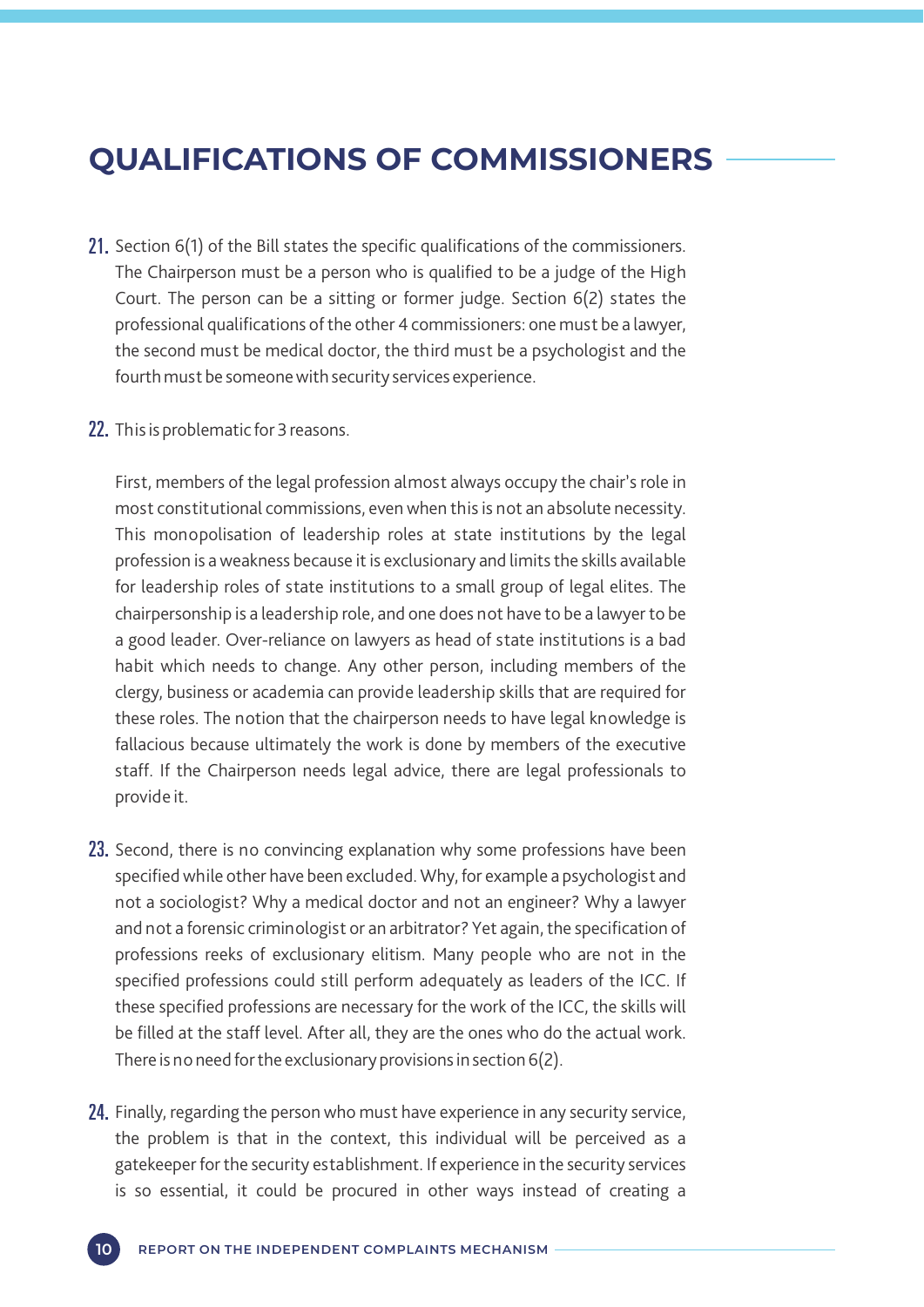## QUALIFICATIONS OF COMMISSIONERS

21. Section 6(1) of the Bill states the specific qualifications of the commissioners. The Chairperson must be a person who is qualified to be a judge of the High Court. The person can be a sitting or former judge. Section 6(2) states the professional qualifications of the other 4 commissioners: one must be a lawyer, the second must be medical doctor, the third must be a psychologist and the fourth must be someone with security services experience.

22. This is problematic for 3 reasons.

    First, members of the legal profession almost always occupy the chair's role in most constitutional commissions, even when this is not an absolute necessity. This monopolisation of leadership roles at state institutions by the legal profession is a weakness because it is exclusionary and limits the skills available for leadership roles of state institutions to a small group of legal elites. The chairpersonship is a leadership role, and one does not have to be a lawyer to be a good leader. Over-reliance on lawyers as head of state institutions is a bad habit which needs to change. Any other person, including members of the clergy, business or academia can provide leadership skills that are required for these roles. The notion that the chairperson needs to have legal knowledge is fallacious because ultimately the work is done by members of the executive staff. If the Chairperson needs legal advice, there are legal professionals to provide it.

23. Second, there is no convincing explanation why some professions have been specified while other have been excluded. Why, for example a psychologist and not a sociologist? Why a medical doctor and not an engineer? Why a lawyer and not a forensic criminologist or an arbitrator? Yet again, the specification of professions reeks of exclusionary elitism. Many people who are not in the specified professions could still perform adequately as leaders of the ICC. If these specified professions are necessary for the work of the ICC, the skills will be filled at the staff level. After all, they are the ones who do the actual work. There is no need for the exclusionary provisions in section 6(2).

24. Finally, regarding the person who must have experience in any security service, the problem is that in the context, this individual will be perceived as a gatekeeper for the security establishment. If experience in the security services is so essential, it could be procured in other ways instead of creating a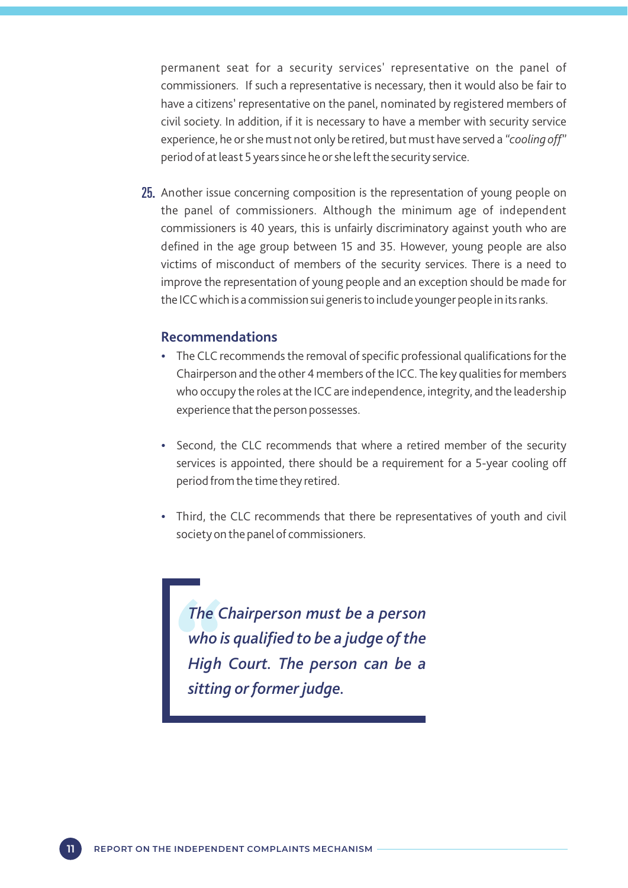permanent seat for a security services' representative on the panel of commissioners. If such a representative is necessary, then it would also be fair to have a citizens' representative on the panel, nominated by registered members of civil society. In addition, if it is necessary to have a member with security service experience, he or she must not only be retired, but must have served a *"cooling off"* period of at least 5 years since he or she left the security service.

25. Another issue concerning composition is the representation of young people on the panel of commissioners. Although the minimum age of independent commissioners is 40 years, this is unfairly discriminatory against youth who are defined in the age group between 15 and 35. However, young people are also victims of misconduct of members of the security services. There is a need to improve the representation of young people and an exception should be made for the ICC which is a commission sui generis to include younger people in its ranks.

### Recommendations

- The CLC recommends the removal of specific professional qualifications for the Chairperson and the other 4 members of the ICC. The key qualities for members who occupy the roles at the ICC are independence, integrity, and the leadership experience that the person possesses.
- Second, the CLC recommends that where a retired member of the security services is appointed, there should be a requirement for a 5-year cooling off period from the time they retired.
- Third, the CLC recommends that there be representatives of youth and civil society on the panel of commissioners.

> *The Chairperson must be a person who is qualified to be a judge of the High Court. The person can be a sitting or former judge.*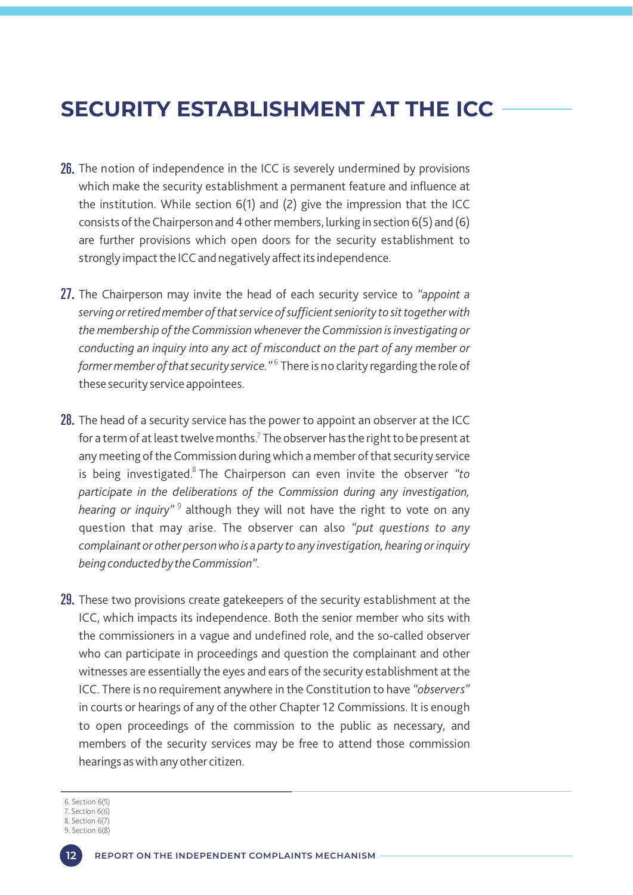# SECURITY ESTABLISHMENT AT THE ICC

**26.** The notion of independence in the ICC is severely undermined by provisions which make the security establishment a permanent feature and influence at the institution. While section 6(1) and (2) give the impression that the ICC consists of the Chairperson and 4 other members, lurking in section 6(5) and (6) are further provisions which open doors for the security establishment to strongly impact the ICC and negatively affect its independence.

**27.** The Chairperson may invite the head of each security service to "*appoint a serving or retired member of that service of sufficient seniority to sit together with the membership of the Commission whenever the Commission is investigating or conducting an inquiry into any act of misconduct on the part of any member or former member of that security service.*"[6] There is no clarity regarding the role of these security service appointees.

**28.** The head of a security service has the power to appoint an observer at the ICC for a term of at least twelve months.[7] The observer has the right to be present at any meeting of the Commission during which a member of that security service is being investigated.[8] The Chairperson can even invite the observer "*to participate in the deliberations of the Commission during any investigation, hearing or inquiry*"[9] although they will not have the right to vote on any question that may arise. The observer can also "*put questions to any complainant or other person who is a party to any investigation, hearing or inquiry being conducted by the Commission*".

**29.** These two provisions create gatekeepers of the security establishment at the ICC, which impacts its independence. Both the senior member who sits with the commissioners in a vague and undefined role, and the so-called observer who can participate in proceedings and question the complainant and other witnesses are essentially the eyes and ears of the security establishment at the ICC. There is no requirement anywhere in the Constitution to have "*observers*" in courts or hearings of any of the other Chapter 12 Commissions. It is enough to open proceedings of the commission to the public as necessary, and members of the security services may be free to attend those commission hearings as with any other citizen.

---

6. Section 6(5)
7. Section 6(6)
8. Section 6(7)
9. Section 6(8)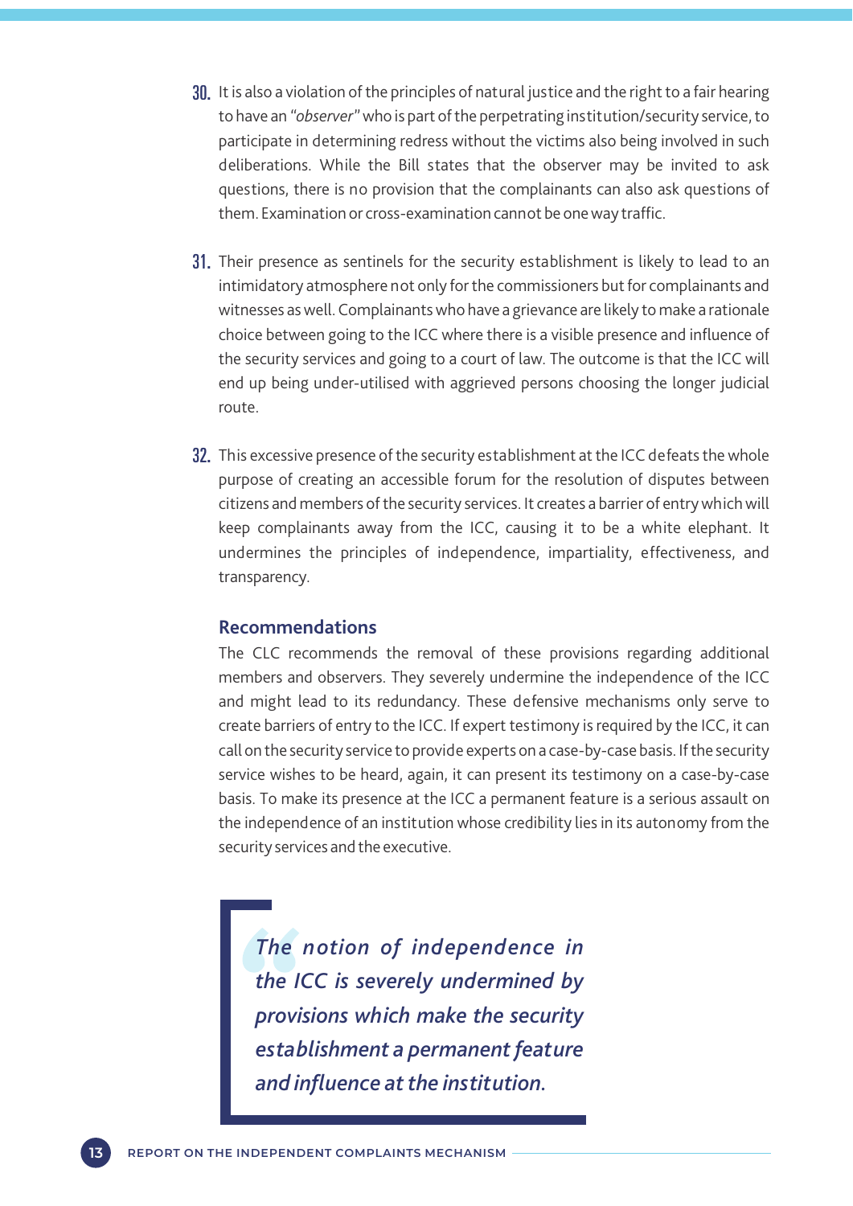30. It is also a violation of the principles of natural justice and the right to a fair hearing to have an *"observer"* who is part of the perpetrating institution/security service, to participate in determining redress without the victims also being involved in such deliberations. While the Bill states that the observer may be invited to ask questions, there is no provision that the complainants can also ask questions of them. Examination or cross-examination cannot be one way traffic.

31. Their presence as sentinels for the security establishment is likely to lead to an intimidatory atmosphere not only for the commissioners but for complainants and witnesses as well. Complainants who have a grievance are likely to make a rationale choice between going to the ICC where there is a visible presence and influence of the security services and going to a court of law. The outcome is that the ICC will end up being under-utilised with aggrieved persons choosing the longer judicial route.

32. This excessive presence of the security establishment at the ICC defeats the whole purpose of creating an accessible forum for the resolution of disputes between citizens and members of the security services. It creates a barrier of entry which will keep complainants away from the ICC, causing it to be a white elephant. It undermines the principles of independence, impartiality, effectiveness, and transparency.

### Recommendations

The CLC recommends the removal of these provisions regarding additional members and observers. They severely undermine the independence of the ICC and might lead to its redundancy. These defensive mechanisms only serve to create barriers of entry to the ICC. If expert testimony is required by the ICC, it can call on the security service to provide experts on a case-by-case basis. If the security service wishes to be heard, again, it can present its testimony on a case-by-case basis. To make its presence at the ICC a permanent feature is a serious assault on the independence of an institution whose credibility lies in its autonomy from the security services and the executive.

> *The notion of independence in the ICC is severely undermined by provisions which make the security establishment a permanent feature and influence at the institution.*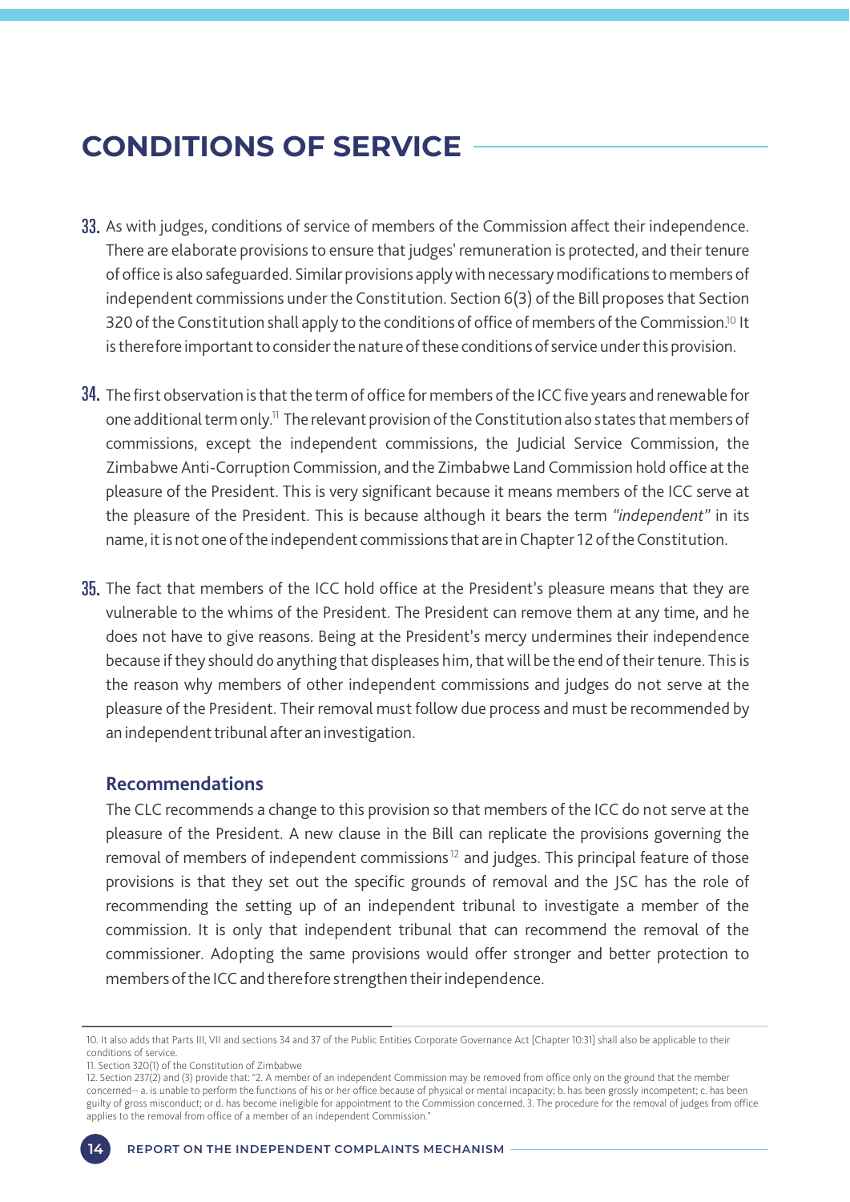## CONDITIONS OF SERVICE

33. As with judges, conditions of service of members of the Commission affect their independence. There are elaborate provisions to ensure that judges' remuneration is protected, and their tenure of office is also safeguarded. Similar provisions apply with necessary modifications to members of independent commissions under the Constitution. Section 6(3) of the Bill proposes that Section 320 of the Constitution shall apply to the conditions of office of members of the Commission.[10] It is therefore important to consider the nature of these conditions of service under this provision.

34. The first observation is that the term of office for members of the ICC five years and renewable for one additional term only.[11] The relevant provision of the Constitution also states that members of commissions, except the independent commissions, the Judicial Service Commission, the Zimbabwe Anti-Corruption Commission, and the Zimbabwe Land Commission hold office at the pleasure of the President. This is very significant because it means members of the ICC serve at the pleasure of the President. This is because although it bears the term *"independent"* in its name, it is not one of the independent commissions that are in Chapter 12 of the Constitution.

35. The fact that members of the ICC hold office at the President's pleasure means that they are vulnerable to the whims of the President. The President can remove them at any time, and he does not have to give reasons. Being at the President's mercy undermines their independence because if they should do anything that displeases him, that will be the end of their tenure. This is the reason why members of other independent commissions and judges do not serve at the pleasure of the President. Their removal must follow due process and must be recommended by an independent tribunal after an investigation.

### Recommendations

The CLC recommends a change to this provision so that members of the ICC do not serve at the pleasure of the President. A new clause in the Bill can replicate the provisions governing the removal of members of independent commissions[12] and judges. This principal feature of those provisions is that they set out the specific grounds of removal and the JSC has the role of recommending the setting up of an independent tribunal to investigate a member of the commission. It is only that independent tribunal that can recommend the removal of the commissioner. Adopting the same provisions would offer stronger and better protection to members of the ICC and therefore strengthen their independence.

---

10. It also adds that Parts III, VII and sections 34 and 37 of the Public Entities Corporate Governance Act [Chapter 10:31] shall also be applicable to their conditions of service.

11. Section 320(1) of the Constitution of Zimbabwe

12. Section 237(2) and (3) provide that: "2. A member of an independent Commission may be removed from office only on the ground that the member concerned-- a. is unable to perform the functions of his or her office because of physical or mental incapacity; b. has been grossly incompetent; c. has been guilty of gross misconduct; or d. has become ineligible for appointment to the Commission concerned. 3. The procedure for the removal of judges from office applies to the removal from office of a member of an independent Commission."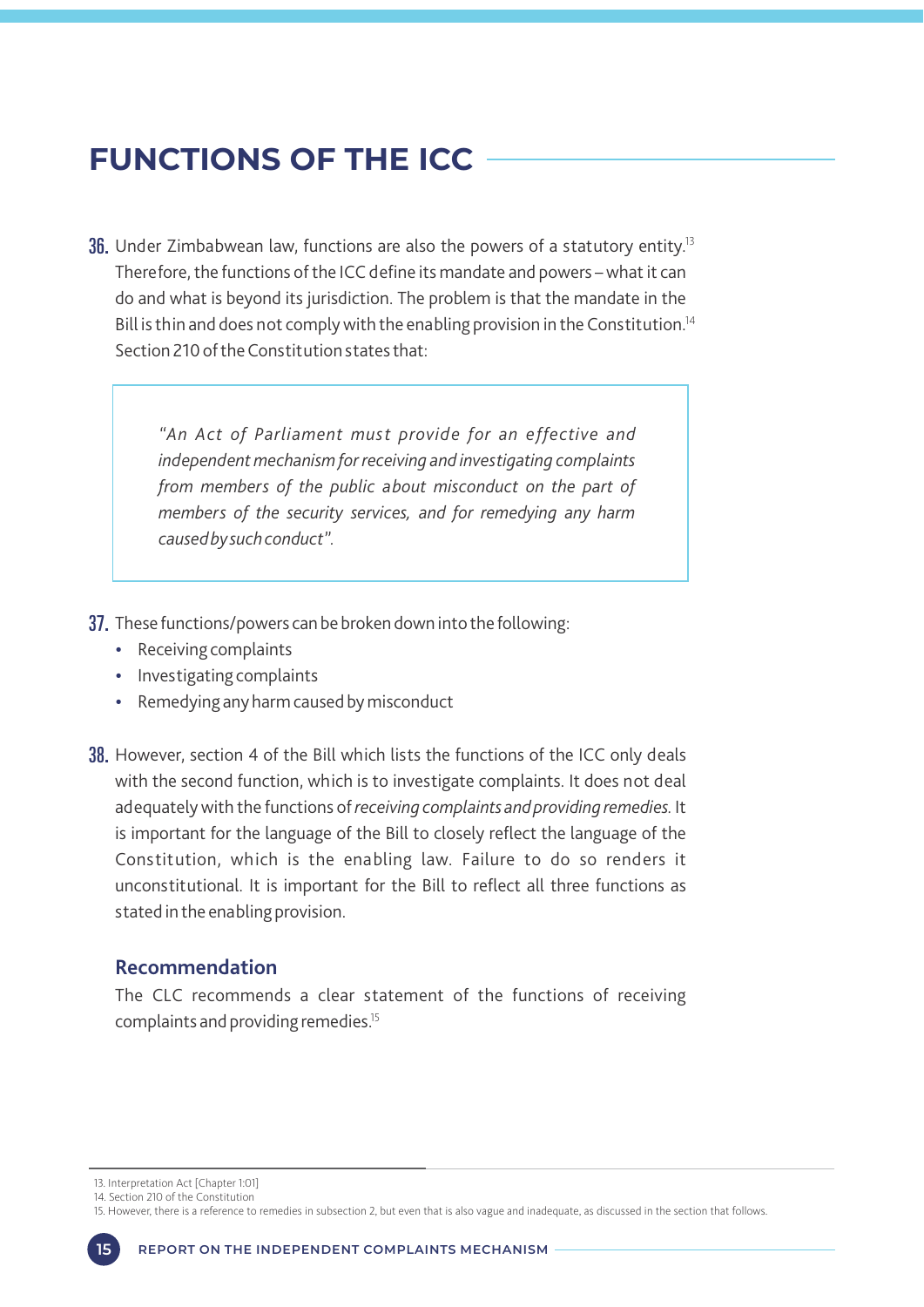## FUNCTIONS OF THE ICC

**36.** Under Zimbabwean law, functions are also the powers of a statutory entity.[13] Therefore, the functions of the ICC define its mandate and powers – what it can do and what is beyond its jurisdiction. The problem is that the mandate in the Bill is thin and does not comply with the enabling provision in the Constitution.[14] Section 210 of the Constitution states that:

> *"An Act of Parliament must provide for an effective and independent mechanism for receiving and investigating complaints from members of the public about misconduct on the part of members of the security services, and for remedying any harm caused by such conduct".*

**37.** These functions/powers can be broken down into the following:

- Receiving complaints
- Investigating complaints
- Remedying any harm caused by misconduct

**38.** However, section 4 of the Bill which lists the functions of the ICC only deals with the second function, which is to investigate complaints. It does not deal adequately with the functions of *receiving complaints and providing remedies.* It is important for the language of the Bill to closely reflect the language of the Constitution, which is the enabling law. Failure to do so renders it unconstitutional. It is important for the Bill to reflect all three functions as stated in the enabling provision.

### Recommendation

The CLC recommends a clear statement of the functions of receiving complaints and providing remedies.[15]

---

13. Interpretation Act [Chapter 1:01]
14. Section 210 of the Constitution
15. However, there is a reference to remedies in subsection 2, but even that is also vague and inadequate, as discussed in the section that follows.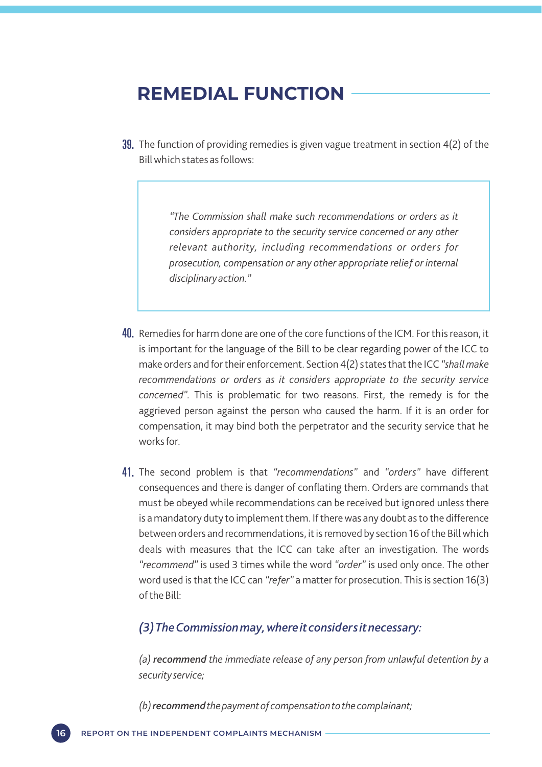## REMEDIAL FUNCTION

**39.** The function of providing remedies is given vague treatment in section 4(2) of the Bill which states as follows:

> *"The Commission shall make such recommendations or orders as it considers appropriate to the security service concerned or any other relevant authority, including recommendations or orders for prosecution, compensation or any other appropriate relief or internal disciplinary action."*

**40.** Remedies for harm done are one of the core functions of the ICM. For this reason, it is important for the language of the Bill to be clear regarding power of the ICC to make orders and for their enforcement. Section 4(2) states that the ICC *"shall make recommendations or orders as it considers appropriate to the security service concerned"*. This is problematic for two reasons. First, the remedy is for the aggrieved person against the person who caused the harm. If it is an order for compensation, it may bind both the perpetrator and the security service that he works for.

**41.** The second problem is that *"recommendations"* and *"orders"* have different consequences and there is danger of conflating them. Orders are commands that must be obeyed while recommendations can be received but ignored unless there is a mandatory duty to implement them. If there was any doubt as to the difference between orders and recommendations, it is removed by section 16 of the Bill which deals with measures that the ICC can take after an investigation. The words *"recommend"* is used 3 times while the word *"order"* is used only once. The other word used is that the ICC can *"refer"* a matter for prosecution. This is section 16(3) of the Bill:

***(3) The Commission may, where it considers it necessary:***

*(a)* ***recommend*** *the immediate release of any person from unlawful detention by a security service;*

*(b)* ***recommend*** *the payment of compensation to the complainant;*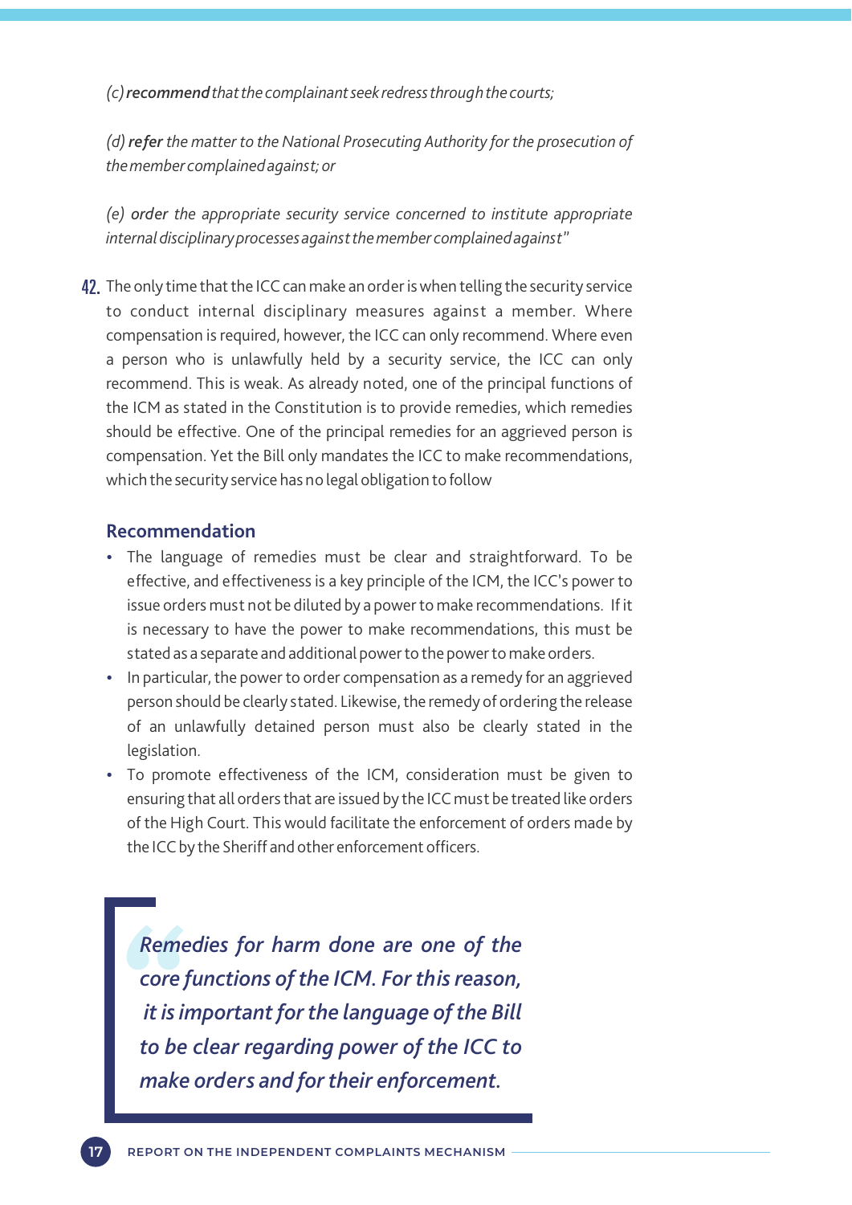*(c)* ***recommend*** *that the complainant seek redress through the courts;*

*(d)* ***refer*** *the matter to the National Prosecuting Authority for the prosecution of the member complained against; or*

*(e)* ***order*** *the appropriate security service concerned to institute appropriate internal disciplinary processes against the member complained against"*

42. The only time that the ICC can make an order is when telling the security service to conduct internal disciplinary measures against a member. Where compensation is required, however, the ICC can only recommend. Where even a person who is unlawfully held by a security service, the ICC can only recommend. This is weak. As already noted, one of the principal functions of the ICM as stated in the Constitution is to provide remedies, which remedies should be effective. One of the principal remedies for an aggrieved person is compensation. Yet the Bill only mandates the ICC to make recommendations, which the security service has no legal obligation to follow

## Recommendation

- The language of remedies must be clear and straightforward. To be effective, and effectiveness is a key principle of the ICM, the ICC's power to issue orders must not be diluted by a power to make recommendations. If it is necessary to have the power to make recommendations, this must be stated as a separate and additional power to the power to make orders.
- In particular, the power to order compensation as a remedy for an aggrieved person should be clearly stated. Likewise, the remedy of ordering the release of an unlawfully detained person must also be clearly stated in the legislation.
- To promote effectiveness of the ICM, consideration must be given to ensuring that all orders that are issued by the ICC must be treated like orders of the High Court. This would facilitate the enforcement of orders made by the ICC by the Sheriff and other enforcement officers.

> *Remedies for harm done are one of the core functions of the ICM. For this reason, it is important for the language of the Bill to be clear regarding power of the ICC to make orders and for their enforcement.*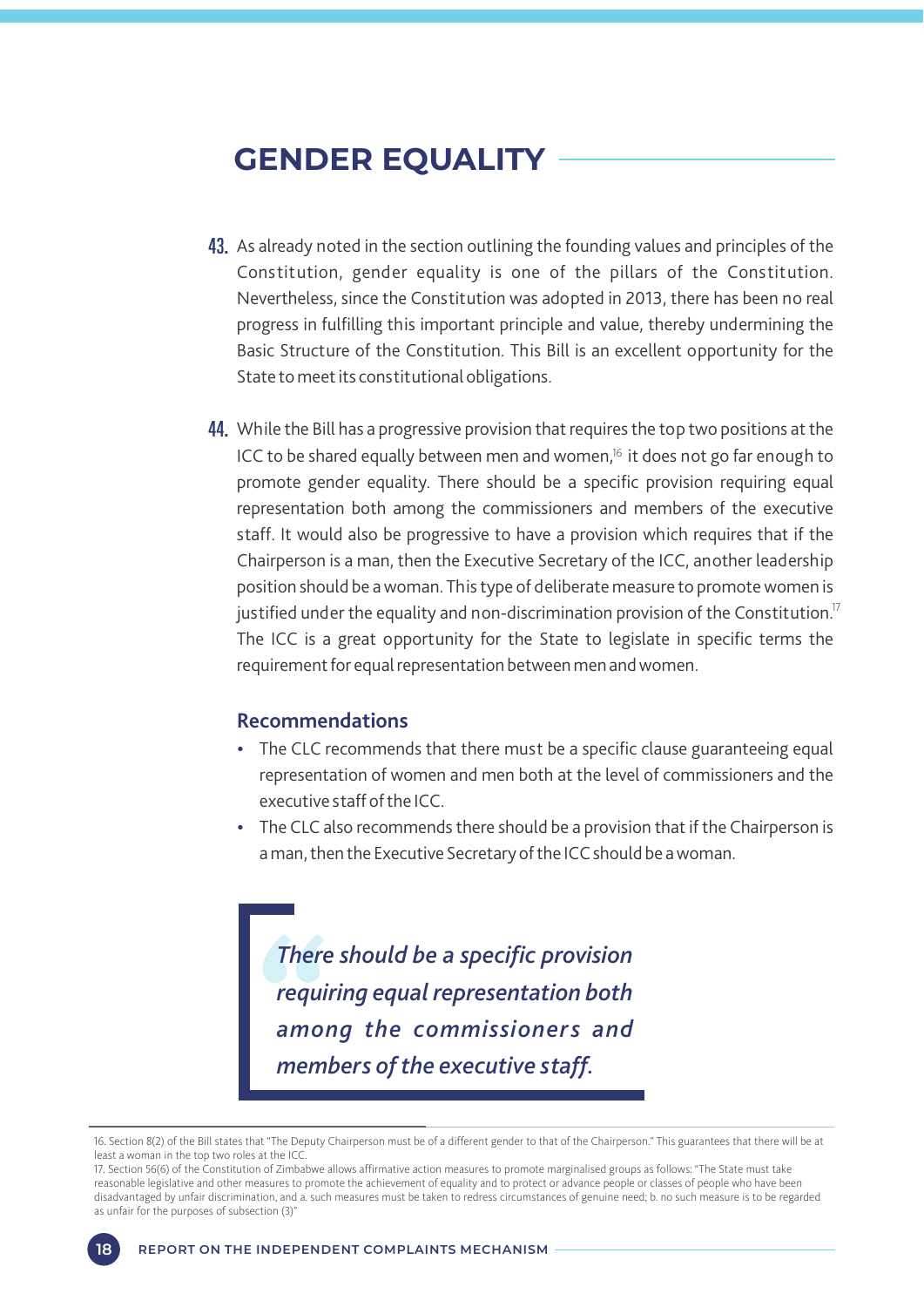# GENDER EQUALITY

43. As already noted in the section outlining the founding values and principles of the Constitution, gender equality is one of the pillars of the Constitution. Nevertheless, since the Constitution was adopted in 2013, there has been no real progress in fulfilling this important principle and value, thereby undermining the Basic Structure of the Constitution. This Bill is an excellent opportunity for the State to meet its constitutional obligations.

44. While the Bill has a progressive provision that requires the top two positions at the ICC to be shared equally between men and women,[16] it does not go far enough to promote gender equality. There should be a specific provision requiring equal representation both among the commissioners and members of the executive staff. It would also be progressive to have a provision which requires that if the Chairperson is a man, then the Executive Secretary of the ICC, another leadership position should be a woman. This type of deliberate measure to promote women is justified under the equality and non-discrimination provision of the Constitution.[17] The ICC is a great opportunity for the State to legislate in specific terms the requirement for equal representation between men and women.

### Recommendations

- The CLC recommends that there must be a specific clause guaranteeing equal representation of women and men both at the level of commissioners and the executive staff of the ICC.
- The CLC also recommends there should be a provision that if the Chairperson is a man, then the Executive Secretary of the ICC should be a woman.

> *There should be a specific provision requiring equal representation both among the commissioners and members of the executive staff.*

---

16. Section 8(2) of the Bill states that "The Deputy Chairperson must be of a different gender to that of the Chairperson." This guarantees that there will be at least a woman in the top two roles at the ICC.

17. Section 56(6) of the Constitution of Zimbabwe allows affirmative action measures to promote marginalised groups as follows: "The State must take reasonable legislative and other measures to promote the achievement of equality and to protect or advance people or classes of people who have been disadvantaged by unfair discrimination, and a. such measures must be taken to redress circumstances of genuine need; b. no such measure is to be regarded as unfair for the purposes of subsection (3)"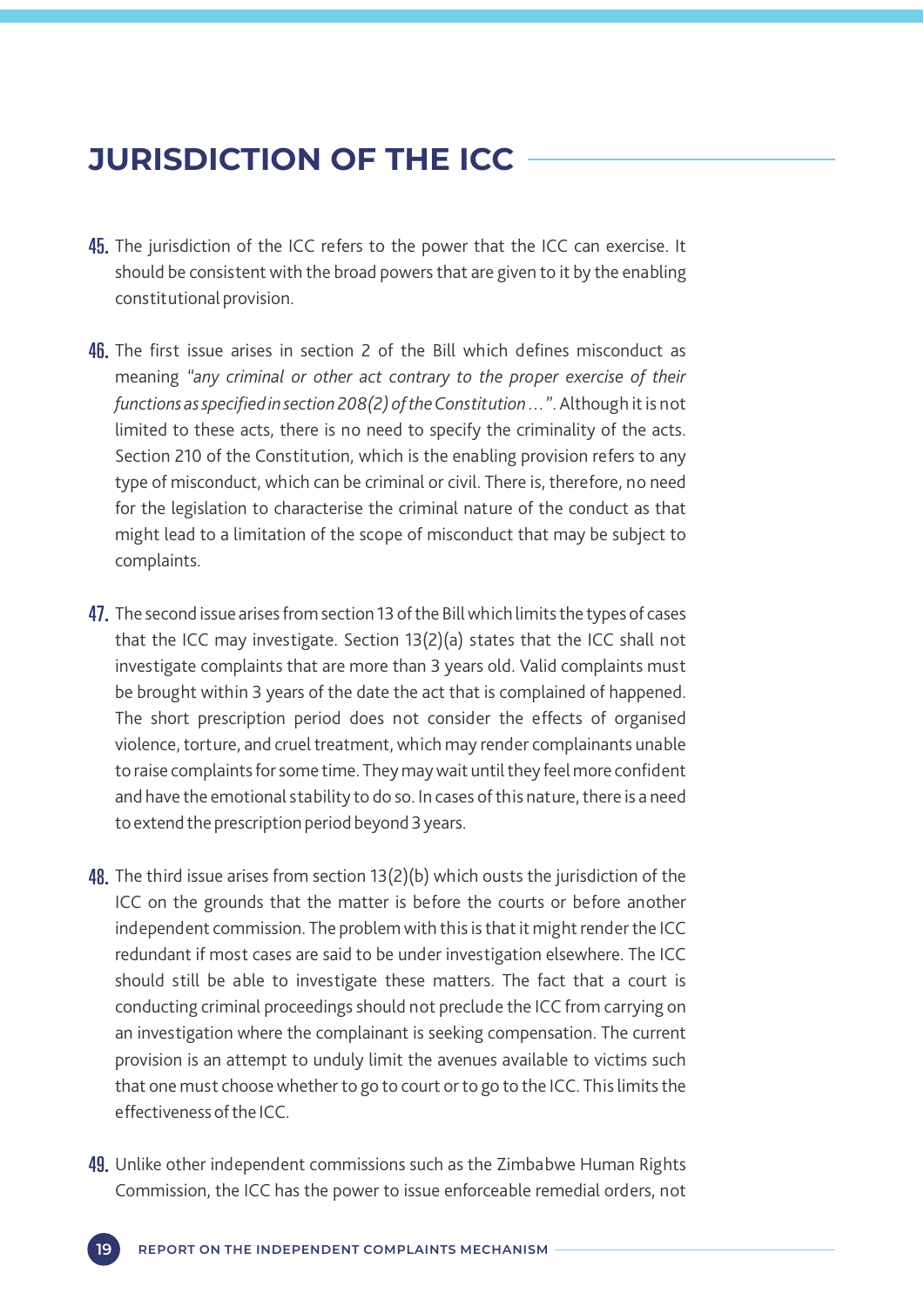## JURISDICTION OF THE ICC

45. The jurisdiction of the ICC refers to the power that the ICC can exercise. It should be consistent with the broad powers that are given to it by the enabling constitutional provision.

46. The first issue arises in section 2 of the Bill which defines misconduct as meaning *"any criminal or other act contrary to the proper exercise of their functions as specified in section 208(2) of the Constitution …"*. Although it is not limited to these acts, there is no need to specify the criminality of the acts. Section 210 of the Constitution, which is the enabling provision refers to any type of misconduct, which can be criminal or civil. There is, therefore, no need for the legislation to characterise the criminal nature of the conduct as that might lead to a limitation of the scope of misconduct that may be subject to complaints.

47. The second issue arises from section 13 of the Bill which limits the types of cases that the ICC may investigate. Section 13(2)(a) states that the ICC shall not investigate complaints that are more than 3 years old. Valid complaints must be brought within 3 years of the date the act that is complained of happened. The short prescription period does not consider the effects of organised violence, torture, and cruel treatment, which may render complainants unable to raise complaints for some time. They may wait until they feel more confident and have the emotional stability to do so. In cases of this nature, there is a need to extend the prescription period beyond 3 years.

48. The third issue arises from section 13(2)(b) which ousts the jurisdiction of the ICC on the grounds that the matter is before the courts or before another independent commission. The problem with this is that it might render the ICC redundant if most cases are said to be under investigation elsewhere. The ICC should still be able to investigate these matters. The fact that a court is conducting criminal proceedings should not preclude the ICC from carrying on an investigation where the complainant is seeking compensation. The current provision is an attempt to unduly limit the avenues available to victims such that one must choose whether to go to court or to go to the ICC. This limits the effectiveness of the ICC.

49. Unlike other independent commissions such as the Zimbabwe Human Rights Commission, the ICC has the power to issue enforceable remedial orders, not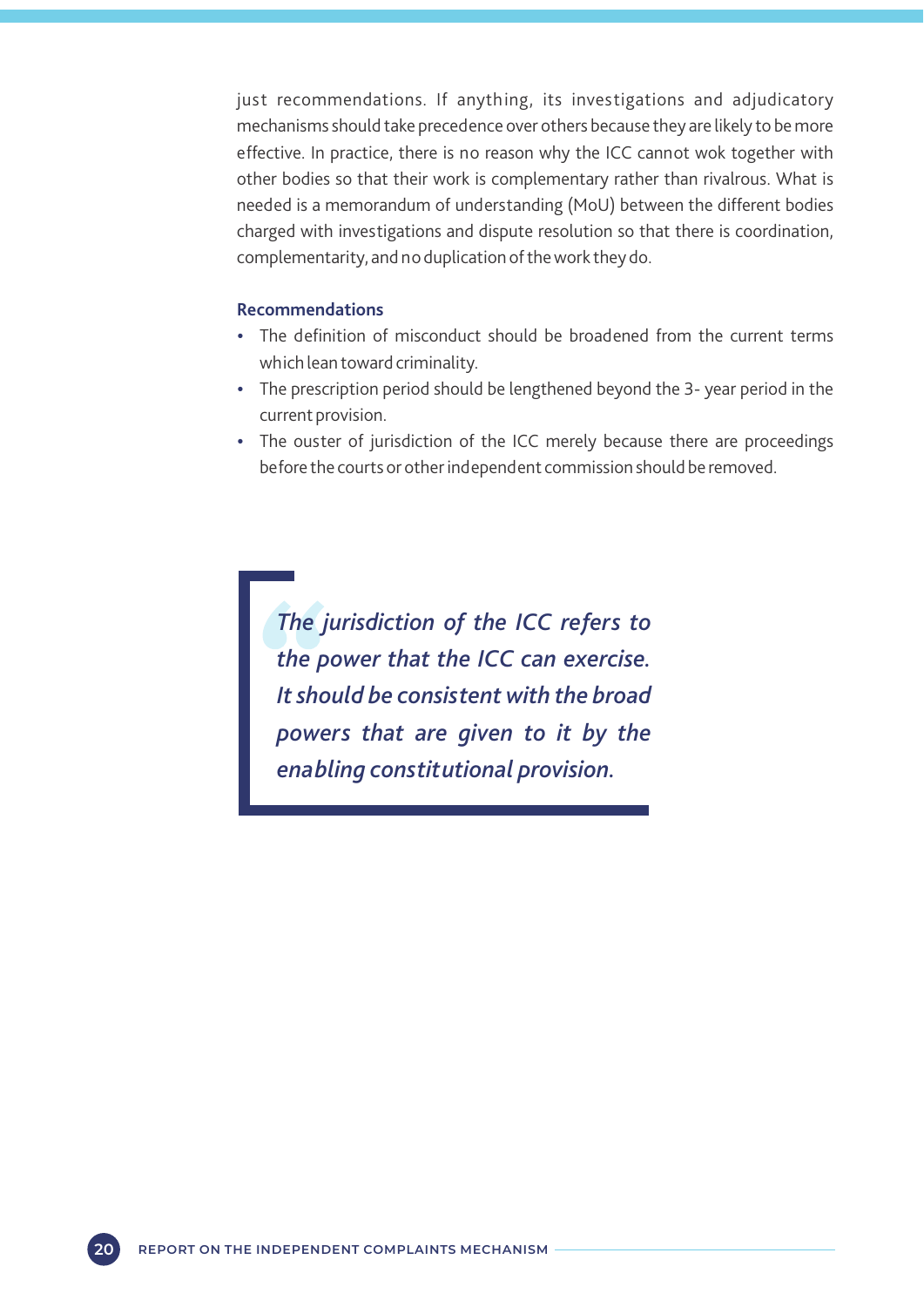just recommendations. If anything, its investigations and adjudicatory mechanisms should take precedence over others because they are likely to be more effective. In practice, there is no reason why the ICC cannot wok together with other bodies so that their work is complementary rather than rivalrous. What is needed is a memorandum of understanding (MoU) between the different bodies charged with investigations and dispute resolution so that there is coordination, complementarity, and no duplication of the work they do.

**Recommendations**

- The definition of misconduct should be broadened from the current terms which lean toward criminality.
- The prescription period should be lengthened beyond the 3- year period in the current provision.
- The ouster of jurisdiction of the ICC merely because there are proceedings before the courts or other independent commission should be removed.

> *The jurisdiction of the ICC refers to the power that the ICC can exercise. It should be consistent with the broad powers that are given to it by the enabling constitutional provision.*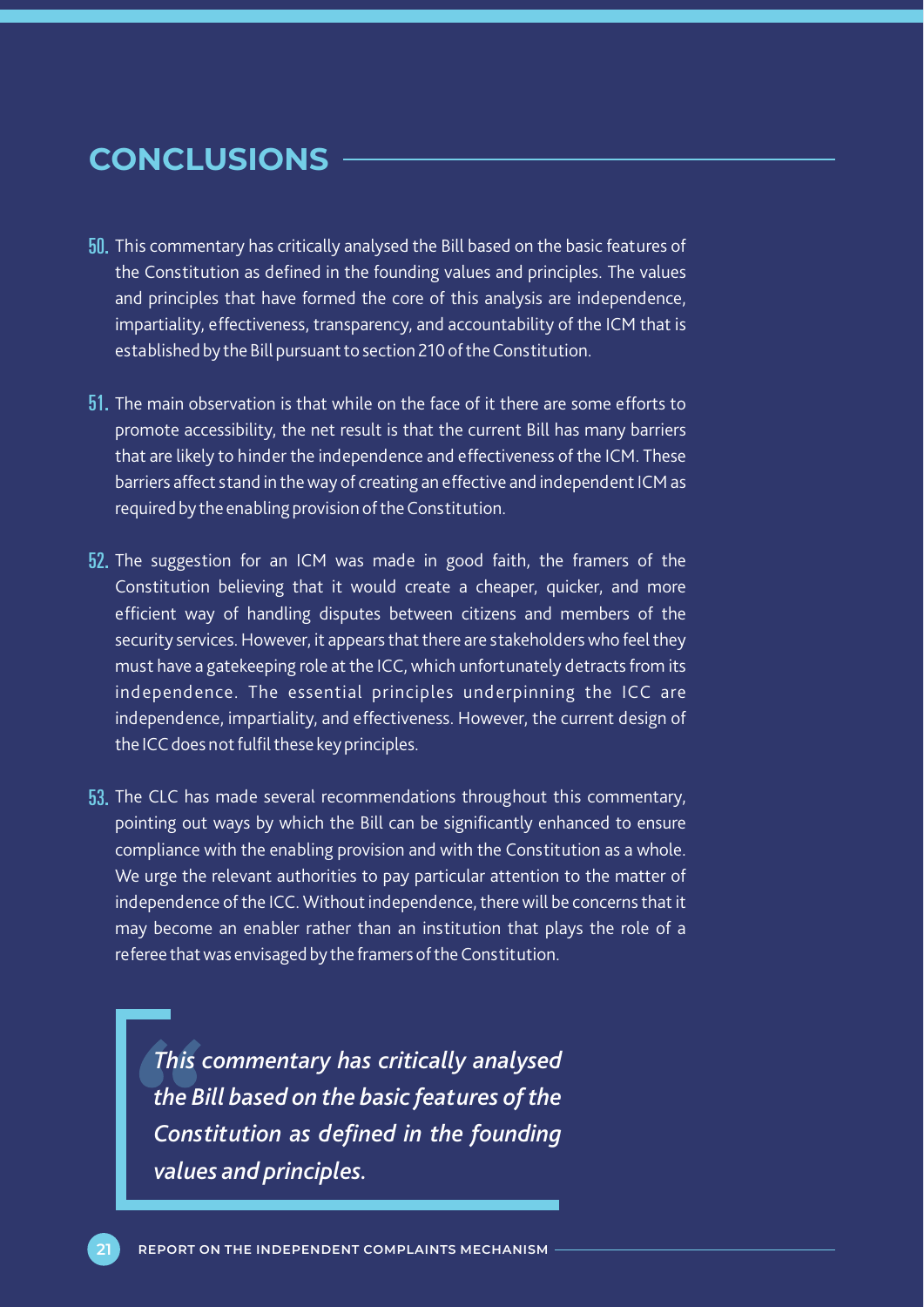## CONCLUSIONS

50. This commentary has critically analysed the Bill based on the basic features of the Constitution as defined in the founding values and principles. The values and principles that have formed the core of this analysis are independence, impartiality, effectiveness, transparency, and accountability of the ICM that is established by the Bill pursuant to section 210 of the Constitution.

51. The main observation is that while on the face of it there are some efforts to promote accessibility, the net result is that the current Bill has many barriers that are likely to hinder the independence and effectiveness of the ICM. These barriers affect stand in the way of creating an effective and independent ICM as required by the enabling provision of the Constitution.

52. The suggestion for an ICM was made in good faith, the framers of the Constitution believing that it would create a cheaper, quicker, and more efficient way of handling disputes between citizens and members of the security services. However, it appears that there are stakeholders who feel they must have a gatekeeping role at the ICC, which unfortunately detracts from its independence. The essential principles underpinning the ICC are independence, impartiality, and effectiveness. However, the current design of the ICC does not fulfil these key principles.

53. The CLC has made several recommendations throughout this commentary, pointing out ways by which the Bill can be significantly enhanced to ensure compliance with the enabling provision and with the Constitution as a whole. We urge the relevant authorities to pay particular attention to the matter of independence of the ICC. Without independence, there will be concerns that it may become an enabler rather than an institution that plays the role of a referee that was envisaged by the framers of the Constitution.

> ***This commentary has critically analysed the Bill based on the basic features of the Constitution as defined in the founding values and principles.***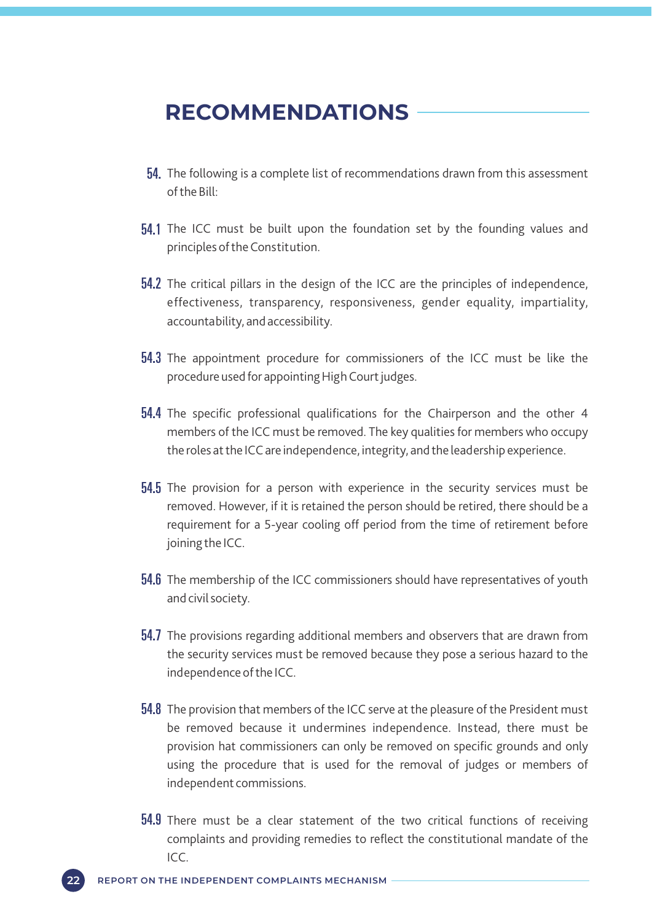## RECOMMENDATIONS

54. The following is a complete list of recommendations drawn from this assessment of the Bill:

54.1 The ICC must be built upon the foundation set by the founding values and principles of the Constitution.

54.2 The critical pillars in the design of the ICC are the principles of independence, effectiveness, transparency, responsiveness, gender equality, impartiality, accountability, and accessibility.

54.3 The appointment procedure for commissioners of the ICC must be like the procedure used for appointing High Court judges.

54.4 The specific professional qualifications for the Chairperson and the other 4 members of the ICC must be removed. The key qualities for members who occupy the roles at the ICC are independence, integrity, and the leadership experience.

54.5 The provision for a person with experience in the security services must be removed. However, if it is retained the person should be retired, there should be a requirement for a 5-year cooling off period from the time of retirement before joining the ICC.

54.6 The membership of the ICC commissioners should have representatives of youth and civil society.

54.7 The provisions regarding additional members and observers that are drawn from the security services must be removed because they pose a serious hazard to the independence of the ICC.

54.8 The provision that members of the ICC serve at the pleasure of the President must be removed because it undermines independence. Instead, there must be provision hat commissioners can only be removed on specific grounds and only using the procedure that is used for the removal of judges or members of independent commissions.

54.9 There must be a clear statement of the two critical functions of receiving complaints and providing remedies to reflect the constitutional mandate of the ICC.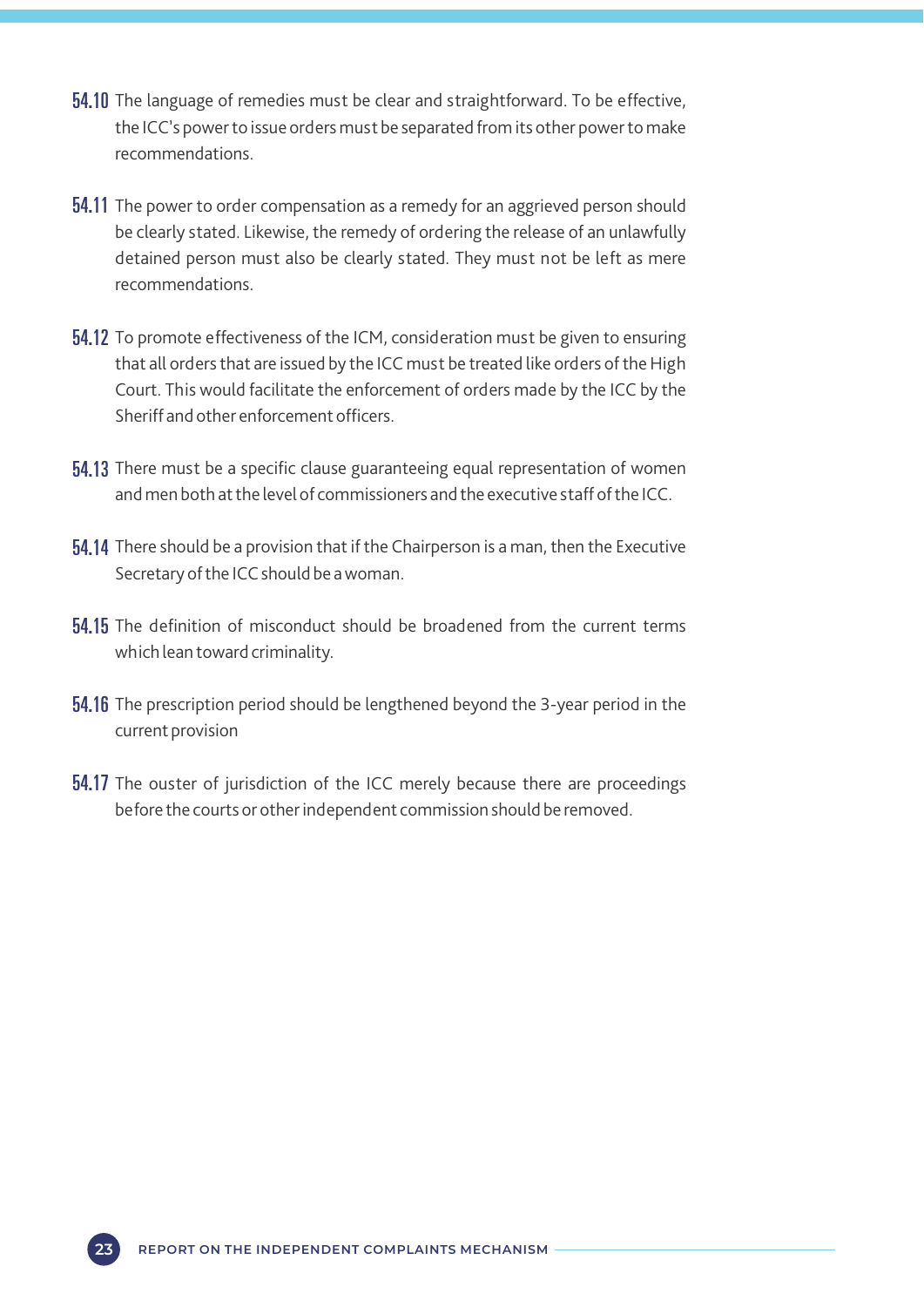**54.10** The language of remedies must be clear and straightforward. To be effective, the ICC's power to issue orders must be separated from its other power to make recommendations.

**54.11** The power to order compensation as a remedy for an aggrieved person should be clearly stated. Likewise, the remedy of ordering the release of an unlawfully detained person must also be clearly stated. They must not be left as mere recommendations.

**54.12** To promote effectiveness of the ICM, consideration must be given to ensuring that all orders that are issued by the ICC must be treated like orders of the High Court. This would facilitate the enforcement of orders made by the ICC by the Sheriff and other enforcement officers.

**54.13** There must be a specific clause guaranteeing equal representation of women and men both at the level of commissioners and the executive staff of the ICC.

**54.14** There should be a provision that if the Chairperson is a man, then the Executive Secretary of the ICC should be a woman.

**54.15** The definition of misconduct should be broadened from the current terms which lean toward criminality.

**54.16** The prescription period should be lengthened beyond the 3-year period in the current provision

**54.17** The ouster of jurisdiction of the ICC merely because there are proceedings before the courts or other independent commission should be removed.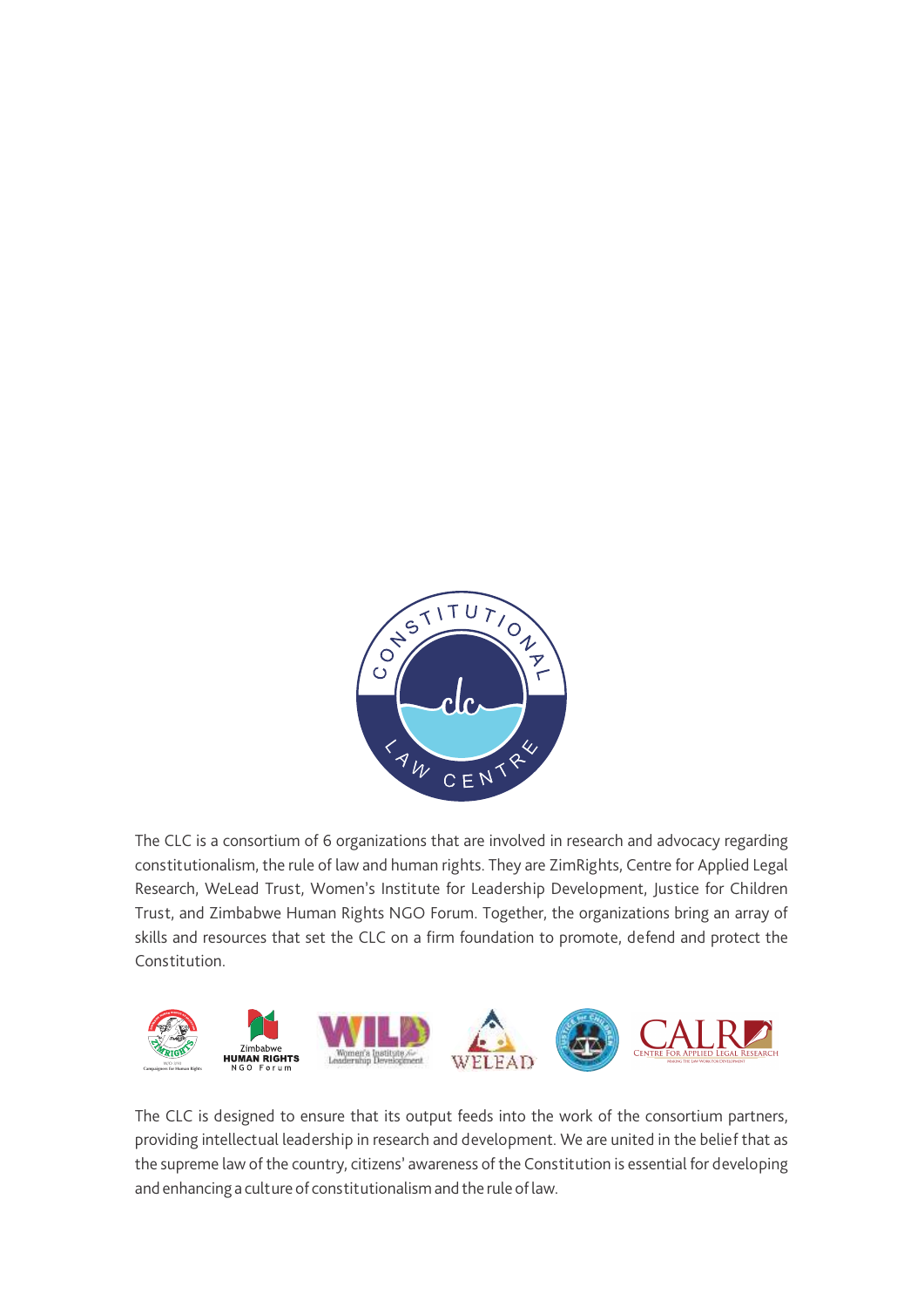The CLC is a consortium of 6 organizations that are involved in research and advocacy regarding constitutionalism, the rule of law and human rights. They are ZimRights, Centre for Applied Legal Research, WeLead Trust, Women's Institute for Leadership Development, Justice for Children Trust, and Zimbabwe Human Rights NGO Forum. Together, the organizations bring an array of skills and resources that set the CLC on a firm foundation to promote, defend and protect the Constitution.

The CLC is designed to ensure that its output feeds into the work of the consortium partners, providing intellectual leadership in research and development. We are united in the belief that as the supreme law of the country, citizens' awareness of the Constitution is essential for developing and enhancing a culture of constitutionalism and the rule of law.